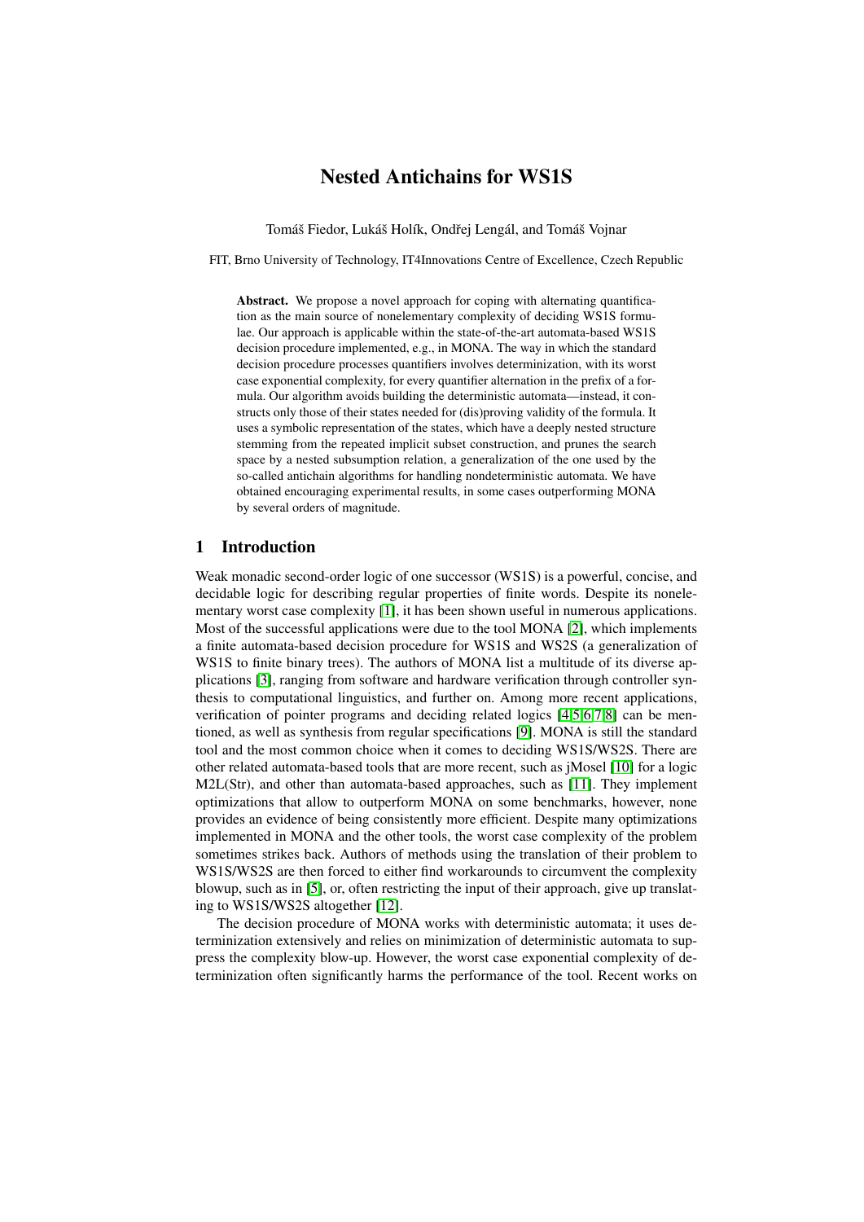# Nested Antichains for WS1S

Tomáš Fiedor, Lukáš Holík, Ondřej Lengál, and Tomáš Vojnar

FIT, Brno University of Technology, IT4Innovations Centre of Excellence, Czech Republic

**Abstract.** We propose a novel approach for coping with alternating quantification as the main source of nonelementary complexity of deciding WS1S formulae. Our approach is applicable within the state-of-the-art automata-based WS1S decision procedure implemented, e.g., in MONA. The way in which the standard decision procedure processes quantifiers involves determinization, with its worst case exponential complexity, for every quantifier alternation in the prefix of a formula. Our algorithm avoids building the deterministic automata—instead, it constructs only those of their states needed for (dis)proving validity of the formula. It uses a symbolic representation of the states, which have a deeply nested structure stemming from the repeated implicit subset construction, and prunes the search space by a nested subsumption relation, a generalization of the one used by the so-called antichain algorithms for handling nondeterministic automata. We have obtained encouraging experimental results, in some cases outperforming MONA by several orders of magnitude.

## 1 Introduction

Weak monadic second-order logic of one successor (WS1S) is a powerful, concise, and decidable logic for describing regular properties of finite words. Despite its nonelementary worst case complexity [1], it has been shown useful in numerous applications. Most of the successful applications were due to the tool MONA [2], which implements a finite automata-based decision procedure for WS1S and WS2S (a generalization of WS1S to finite binary trees). The authors of MONA list a multitude of its diverse applications [3], ranging from software and hardware verification through controller synthesis to computational linguistics, and further on. Among more recent applications, verification of pointer programs and deciding related logics [4,5,6,7,8] can be mentioned, as well as synthesis from regular specifications [9]. MONA is still the standard tool and the most common choice when it comes to deciding WS1S/WS2S. There are other related automata-based tools that are more recent, such as jMosel [10] for a logic M2L(Str), and other than automata-based approaches, such as [11]. They implement optimizations that allow to outperform MONA on some benchmarks, however, none provides an evidence of being consistently more efficient. Despite many optimizations implemented in MONA and the other tools, the worst case complexity of the problem sometimes strikes back. Authors of methods using the translation of their problem to WS1S/WS2S are then forced to either find workarounds to circumvent the complexity blowup, such as in [5], or, often restricting the input of their approach, give up translating to WS1S/WS2S altogether [12].

The decision procedure of MONA works with deterministic automata; it uses determinization extensively and relies on minimization of deterministic automata to suppress the complexity blow-up. However, the worst case exponential complexity of determinization often significantly harms the performance of the tool. Recent works on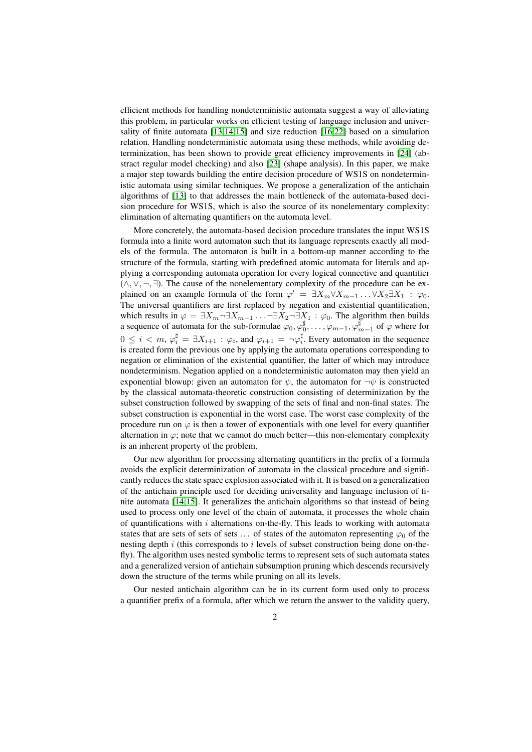efficient methods for handling nondeterministic automata suggest a way of alleviating this problem, in particular works on efficient testing of language inclusion and universality of finite automata [13,14,15] and size reduction [16,22] based on a simulation relation. Handling nondeterministic automata using these methods, while avoiding determinization, has been shown to provide great efficiency improvements in [24] (abstract regular model checking) and also [23] (shape analysis). In this paper, we make a major step towards building the entire decision procedure of WS1S on nondeterministic automata using similar techniques. We propose a generalization of the antichain algorithms of [13] to that addresses the main bottleneck of the automata-based decision procedure for WS1S, which is also the source of its nonelementary complexity: elimination of alternating quantifiers on the automata level.

More concretely, the automata-based decision procedure translates the input WS1S formula into a finite word automaton such that its language represents exactly all models of the formula. The automaton is built in a bottom-up manner according to the structure of the formula, starting with predefined atomic automata for literals and applying a corresponding automata operation for every logical connective and quantifier ($\wedge, \vee, \neg, \exists$). The cause of the nonelementary complexity of the procedure can be explained on an example formula of the form $\varphi' = \exists X_m \forall X_{m-1} \ldots \forall X_2 \exists X_1 : \varphi_0$. The universal quantifiers are first replaced by negation and existential quantification, which results in $\varphi = \exists X_m \neg \exists X_{m-1} \ldots \neg \exists X_2 \neg \exists X_1 : \varphi_0$. The algorithm then builds a sequence of automata for the sub-formulae $\varphi_0, \varphi_0^\sharp, \ldots, \varphi_{m-1}, \varphi_{m-1}^\sharp$ of $\varphi$ where for $0 \leq i < m$, $\varphi_i^\sharp = \exists X_{i+1} : \varphi_i$, and $\varphi_{i+1} = \neg \varphi_i^\sharp$. Every automaton in the sequence is created form the previous one by applying the automata operations corresponding to negation or elimination of the existential quantifier, the latter of which may introduce nondeterminism. Negation applied on a nondeterministic automaton may then yield an exponential blowup: given an automaton for $\psi$, the automaton for $\neg\psi$ is constructed by the classical automata-theoretic construction consisting of determinization by the subset construction followed by swapping of the sets of final and non-final states. The subset construction is exponential in the worst case. The worst case complexity of the procedure run on $\varphi$ is then a tower of exponentials with one level for every quantifier alternation in $\varphi$; note that we cannot do much better—this non-elementary complexity is an inherent property of the problem.

Our new algorithm for processing alternating quantifiers in the prefix of a formula avoids the explicit determinization of automata in the classical procedure and significantly reduces the state space explosion associated with it. It is based on a generalization of the antichain principle used for deciding universality and language inclusion of finite automata [14,15]. It generalizes the antichain algorithms so that instead of being used to process only one level of the chain of automata, it processes the whole chain of quantifications with $i$ alternations on-the-fly. This leads to working with automata states that are sets of sets of sets ... of states of the automaton representing $\varphi_0$ of the nesting depth $i$ (this corresponds to $i$ levels of subset construction being done on-the-fly). The algorithm uses nested symbolic terms to represent sets of such automata states and a generalized version of antichain subsumption pruning which descends recursively down the structure of the terms while pruning on all its levels.

Our nested antichain algorithm can be in its current form used only to process a quantifier prefix of a formula, after which we return the answer to the validity query,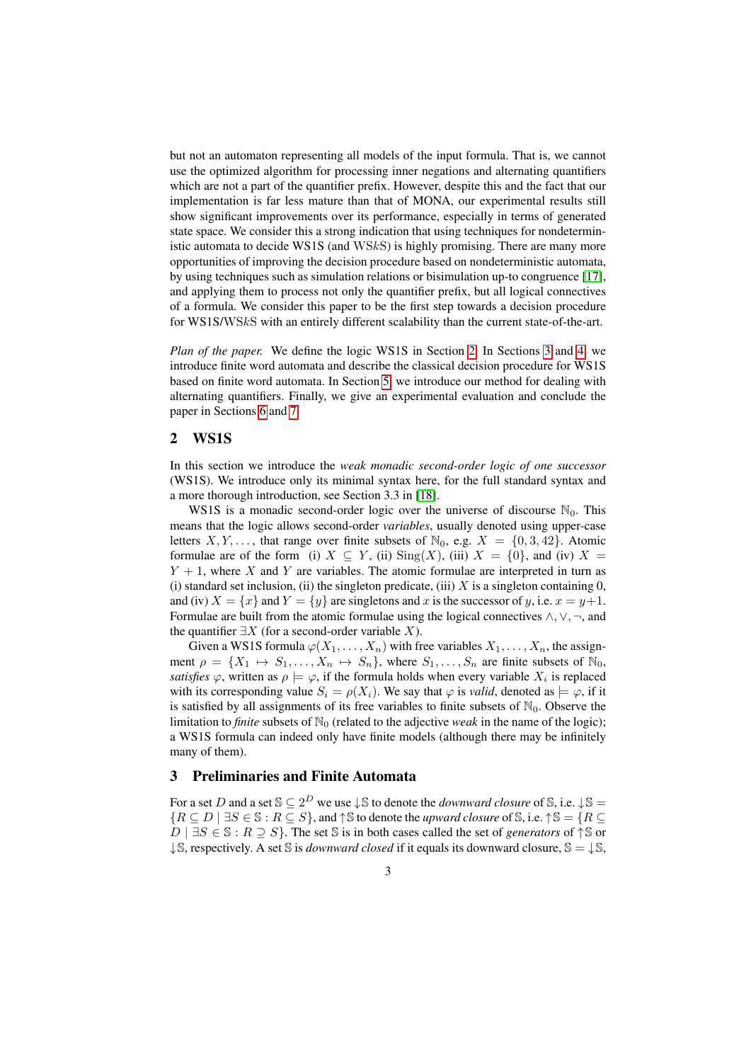but not an automaton representing all models of the input formula. That is, we cannot use the optimized algorithm for processing inner negations and alternating quantifiers which are not a part of the quantifier prefix. However, despite this and the fact that our implementation is far less mature than that of MONA, our experimental results still show significant improvements over its performance, especially in terms of generated state space. We consider this a strong indication that using techniques for nondeterministic automata to decide WS1S (and WS$k$S) is highly promising. There are many more opportunities of improving the decision procedure based on nondeterministic automata, by using techniques such as simulation relations or bisimulation up-to congruence [17], and applying them to process not only the quantifier prefix, but all logical connectives of a formula. We consider this paper to be the first step towards a decision procedure for WS1S/WS$k$S with an entirely different scalability than the current state-of-the-art.

*Plan of the paper.* We define the logic WS1S in Section 2. In Sections 3 and 4, we introduce finite word automata and describe the classical decision procedure for WS1S based on finite word automata. In Section 5, we introduce our method for dealing with alternating quantifiers. Finally, we give an experimental evaluation and conclude the paper in Sections 6 and 7.

## 2 WS1S

In this section we introduce the *weak monadic second-order logic of one successor* (WS1S). We introduce only its minimal syntax here, for the full standard syntax and a more thorough introduction, see Section 3.3 in [18].

WS1S is a monadic second-order logic over the universe of discourse $\mathbb{N}_0$. This means that the logic allows second-order *variables*, usually denoted using upper-case letters $X, Y, \ldots$, that range over finite subsets of $\mathbb{N}_0$, e.g. $X = \{0, 3, 42\}$. Atomic formulae are of the form (i) $X \subseteq Y$, (ii) $\mathrm{Sing}(X)$, (iii) $X = \{0\}$, and (iv) $X = Y + 1$, where $X$ and $Y$ are variables. The atomic formulae are interpreted in turn as (i) standard set inclusion, (ii) the singleton predicate, (iii) $X$ is a singleton containing 0, and (iv) $X = \{x\}$ and $Y = \{y\}$ are singletons and $x$ is the successor of $y$, i.e. $x = y+1$. Formulae are built from the atomic formulae using the logical connectives $\wedge, \vee, \neg$, and the quantifier $\exists X$ (for a second-order variable $X$).

Given a WS1S formula $\varphi(X_1, \ldots, X_n)$ with free variables $X_1, \ldots, X_n$, the assignment $\rho = \{X_1 \mapsto S_1, \ldots, X_n \mapsto S_n\}$, where $S_1, \ldots, S_n$ are finite subsets of $\mathbb{N}_0$, *satisfies* $\varphi$, written as $\rho \models \varphi$, if the formula holds when every variable $X_i$ is replaced with its corresponding value $S_i = \rho(X_i)$. We say that $\varphi$ is *valid*, denoted as $\models \varphi$, if it is satisfied by all assignments of its free variables to finite subsets of $\mathbb{N}_0$. Observe the limitation to *finite* subsets of $\mathbb{N}_0$ (related to the adjective *weak* in the name of the logic); a WS1S formula can indeed only have finite models (although there may be infinitely many of them).

## 3 Preliminaries and Finite Automata

For a set $D$ and a set $\mathbb{S} \subseteq 2^D$ we use $\downarrow\mathbb{S}$ to denote the *downward closure* of $\mathbb{S}$, i.e. $\downarrow\mathbb{S} = \{R \subseteq D \mid \exists S \in \mathbb{S} : R \subseteq S\}$, and $\uparrow\mathbb{S}$ to denote the *upward closure* of $\mathbb{S}$, i.e. $\uparrow\mathbb{S} = \{R \subseteq D \mid \exists S \in \mathbb{S} : R \supseteq S\}$. The set $\mathbb{S}$ is in both cases called the set of *generators* of $\uparrow\mathbb{S}$ or $\downarrow\mathbb{S}$, respectively. A set $\mathbb{S}$ is *downward closed* if it equals its downward closure, $\mathbb{S} = \downarrow\mathbb{S}$,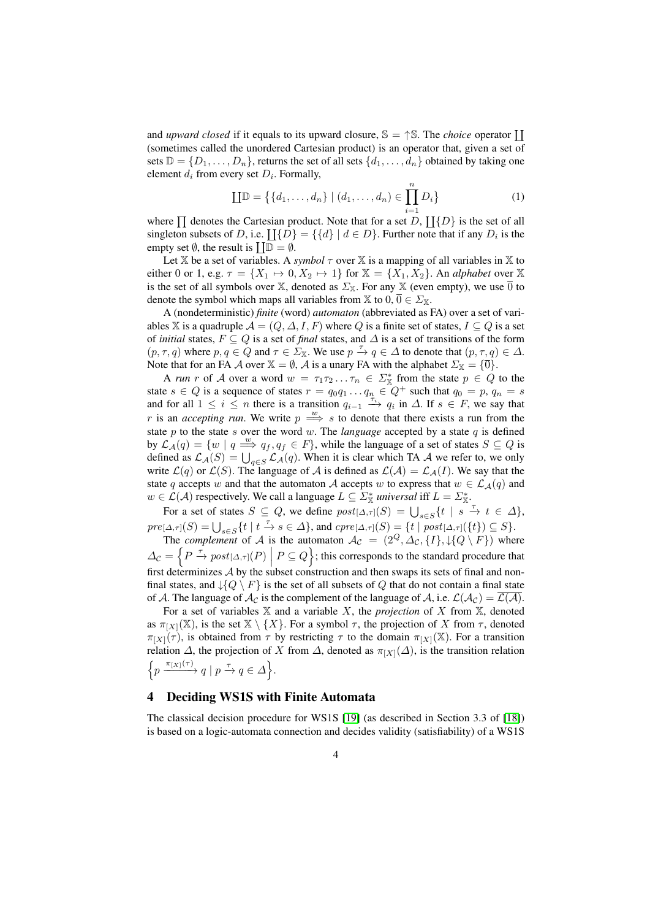and *upward closed* if it equals to its upward closure, $\mathbb{S} = \uparrow\mathbb{S}$. The *choice* operator $\coprod$ (sometimes called the unordered Cartesian product) is an operator that, given a set of sets $\mathbb{D} = \{D_1, \ldots, D_n\}$, returns the set of all sets $\{d_1, \ldots, d_n\}$ obtained by taking one element $d_i$ from every set $D_i$. Formally,

$$\coprod\mathbb{D} = \big\{\{d_1, \ldots, d_n\} \mid (d_1, \ldots, d_n) \in \prod_{i=1}^{n} D_i\big\} \tag{1}$$

where $\prod$ denotes the Cartesian product. Note that for a set $D$, $\coprod\{D\}$ is the set of all singleton subsets of $D$, i.e. $\coprod\{D\} = \{\{d\} \mid d \in D\}$. Further note that if any $D_i$ is the empty set $\emptyset$, the result is $\coprod\mathbb{D} = \emptyset$.

Let $\mathbb{X}$ be a set of variables. A *symbol* $\tau$ over $\mathbb{X}$ is a mapping of all variables in $\mathbb{X}$ to either 0 or 1, e.g. $\tau = \{X_1 \mapsto 0, X_2 \mapsto 1\}$ for $\mathbb{X} = \{X_1, X_2\}$. An *alphabet* over $\mathbb{X}$ is the set of all symbols over $\mathbb{X}$, denoted as $\Sigma_{\mathbb{X}}$. For any $\mathbb{X}$ (even empty), we use $\overline{0}$ to denote the symbol which maps all variables from $\mathbb{X}$ to 0, $\overline{0} \in \Sigma_{\mathbb{X}}$.

A (nondeterministic) *finite* (word) *automaton* (abbreviated as FA) over a set of variables $\mathbb{X}$ is a quadruple $\mathcal{A} = (Q, \Delta, I, F)$ where $Q$ is a finite set of states, $I \subseteq Q$ is a set of *initial* states, $F \subseteq Q$ is a set of *final* states, and $\Delta$ is a set of transitions of the form $(p, \tau, q)$ where $p, q \in Q$ and $\tau \in \Sigma_{\mathbb{X}}$. We use $p \xrightarrow{\tau} q \in \Delta$ to denote that $(p, \tau, q) \in \Delta$. Note that for an FA $\mathcal{A}$ over $\mathbb{X} = \emptyset$, $\mathcal{A}$ is a unary FA with the alphabet $\Sigma_{\mathbb{X}} = \{\overline{0}\}$.

A *run* $r$ of $\mathcal{A}$ over a word $w = \tau_1\tau_2\ldots\tau_n \in \Sigma_{\mathbb{X}}^*$ from the state $p \in Q$ to the state $s \in Q$ is a sequence of states $r = q_0q_1\ldots q_n \in Q^+$ such that $q_0 = p$, $q_n = s$ and for all $1 \leq i \leq n$ there is a transition $q_{i-1} \xrightarrow{\tau_i} q_i$ in $\Delta$. If $s \in F$, we say that $r$ is an *accepting run*. We write $p \xRightarrow{w} s$ to denote that there exists a run from the state $p$ to the state $s$ over the word $w$. The *language* accepted by a state $q$ is defined by $\mathcal{L}_{\mathcal{A}}(q) = \{w \mid q \xRightarrow{w} q_f, q_f \in F\}$, while the language of a set of states $S \subseteq Q$ is defined as $\mathcal{L}_{\mathcal{A}}(S) = \bigcup_{q \in S} \mathcal{L}_{\mathcal{A}}(q)$. When it is clear which TA $\mathcal{A}$ we refer to, we only write $\mathcal{L}(q)$ or $\mathcal{L}(S)$. The language of $\mathcal{A}$ is defined as $\mathcal{L}(\mathcal{A}) = \mathcal{L}_{\mathcal{A}}(I)$. We say that the state $q$ accepts $w$ and that the automaton $\mathcal{A}$ accepts $w$ to express that $w \in \mathcal{L}_{\mathcal{A}}(q)$ and $w \in \mathcal{L}(\mathcal{A})$ respectively. We call a language $L \subseteq \Sigma_{\mathbb{X}}^*$ *universal* iff $L = \Sigma_{\mathbb{X}}^*$.

For a set of states $S \subseteq Q$, we define $post_{[\Delta,\tau]}(S) = \bigcup_{s \in S}\{t \mid s \xrightarrow{\tau} t \in \Delta\}$, $pre_{[\Delta,\tau]}(S) = \bigcup_{s \in S}\{t \mid t \xrightarrow{\tau} s \in \Delta\}$, and $cpre_{[\Delta,\tau]}(S) = \{t \mid post_{[\Delta,\tau]}(\{t\}) \subseteq S\}$.

The *complement* of $\mathcal{A}$ is the automaton $\mathcal{A}_{\mathcal{C}} = (2^Q, \Delta_{\mathcal{C}}, \{I\}, \downarrow\{Q \setminus F\})$ where $\Delta_{\mathcal{C}} = \left\{P \xrightarrow{\tau} post_{[\Delta,\tau]}(P) \;\middle|\; P \subseteq Q\right\}$; this corresponds to the standard procedure that first determinizes $\mathcal{A}$ by the subset construction and then swaps its sets of final and non-final states, and $\downarrow\{Q \setminus F\}$ is the set of all subsets of $Q$ that do not contain a final state of $\mathcal{A}$. The language of $\mathcal{A}_{\mathcal{C}}$ is the complement of the language of $\mathcal{A}$, i.e. $\mathcal{L}(\mathcal{A}_{\mathcal{C}}) = \overline{\mathcal{L}(\mathcal{A})}$.

For a set of variables $\mathbb{X}$ and a variable $X$, the *projection* of $X$ from $\mathbb{X}$, denoted as $\pi_{[X]}(\mathbb{X})$, is the set $\mathbb{X} \setminus \{X\}$. For a symbol $\tau$, the projection of $X$ from $\tau$, denoted $\pi_{[X]}(\tau)$, is obtained from $\tau$ by restricting $\tau$ to the domain $\pi_{[X]}(\mathbb{X})$. For a transition relation $\Delta$, the projection of $X$ from $\Delta$, denoted as $\pi_{[X]}(\Delta)$, is the transition relation $\left\{p \xrightarrow{\pi_{[X]}(\tau)} q \mid p \xrightarrow{\tau} q \in \Delta\right\}$.

## 4 Deciding WS1S with Finite Automata

The classical decision procedure for WS1S [19] (as described in Section 3.3 of [18]) is based on a logic-automata connection and decides validity (satisfiability) of a WS1S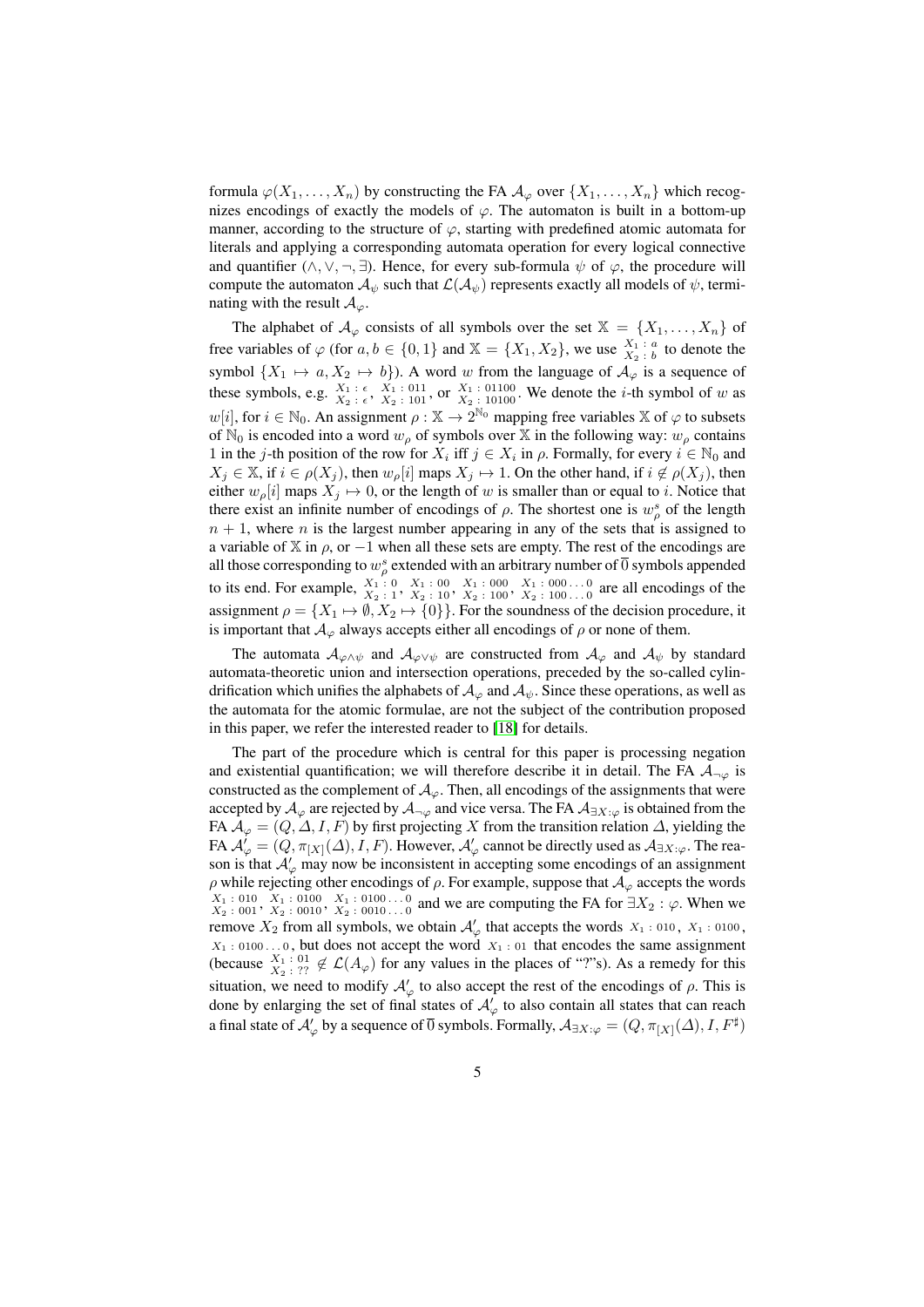formula $\varphi(X_1, \ldots, X_n)$ by constructing the FA $\mathcal{A}_\varphi$ over $\{X_1, \ldots, X_n\}$ which recognizes encodings of exactly the models of $\varphi$. The automaton is built in a bottom-up manner, according to the structure of $\varphi$, starting with predefined atomic automata for literals and applying a corresponding automata operation for every logical connective and quantifier ($\wedge, \vee, \neg, \exists$). Hence, for every sub-formula $\psi$ of $\varphi$, the procedure will compute the automaton $\mathcal{A}_\psi$ such that $\mathcal{L}(\mathcal{A}_\psi)$ represents exactly all models of $\psi$, terminating with the result $\mathcal{A}_\varphi$.

The alphabet of $\mathcal{A}_\varphi$ consists of all symbols over the set $\mathbb{X} = \{X_1, \ldots, X_n\}$ of free variables of $\varphi$ (for $a, b \in \{0, 1\}$ and $\mathbb{X} = \{X_1, X_2\}$, we use $\substack{X_1 : a \\ X_2 : b}$ to denote the symbol $\{X_1 \mapsto a, X_2 \mapsto b\}$). A word $w$ from the language of $\mathcal{A}_\varphi$ is a sequence of these symbols, e.g. $\substack{X_1 : \epsilon \\ X_2 : \epsilon}$, $\substack{X_1 : 011 \\ X_2 : 101}$, or $\substack{X_1 : 01100 \\ X_2 : 10100}$. We denote the $i$-th symbol of $w$ as $w[i]$, for $i \in \mathbb{N}_0$. An assignment $\rho : \mathbb{X} \to 2^{\mathbb{N}_0}$ mapping free variables $\mathbb{X}$ of $\varphi$ to subsets of $\mathbb{N}_0$ is encoded into a word $w_\rho$ of symbols over $\mathbb{X}$ in the following way: $w_\rho$ contains 1 in the $j$-th position of the row for $X_i$ iff $j \in X_i$ in $\rho$. Formally, for every $i \in \mathbb{N}_0$ and $X_j \in \mathbb{X}$, if $i \in \rho(X_j)$, then $w_\rho[i]$ maps $X_j \mapsto 1$. On the other hand, if $i \notin \rho(X_j)$, then either $w_\rho[i]$ maps $X_j \mapsto 0$, or the length of $w$ is smaller than or equal to $i$. Notice that there exist an infinite number of encodings of $\rho$. The shortest one is $w_\rho^s$ of the length $n + 1$, where $n$ is the largest number appearing in any of the sets that is assigned to a variable of $\mathbb{X}$ in $\rho$, or $-1$ when all these sets are empty. The rest of the encodings are all those corresponding to $w_\rho^s$ extended with an arbitrary number of $\overline{0}$ symbols appended to its end. For example, $\substack{X_1 : 0 \\ X_2 : 1}$, $\substack{X_1 : 00 \\ X_2 : 10}$, $\substack{X_1 : 000 \\ X_2 : 100}$, $\substack{X_1 : 000\ldots0 \\ X_2 : 100\ldots0}$ are all encodings of the assignment $\rho = \{X_1 \mapsto \emptyset, X_2 \mapsto \{0\}\}$. For the soundness of the decision procedure, it is important that $\mathcal{A}_\varphi$ always accepts either all encodings of $\rho$ or none of them.

The automata $\mathcal{A}_{\varphi \wedge \psi}$ and $\mathcal{A}_{\varphi \vee \psi}$ are constructed from $\mathcal{A}_\varphi$ and $\mathcal{A}_\psi$ by standard automata-theoretic union and intersection operations, preceded by the so-called cylindrification which unifies the alphabets of $\mathcal{A}_\varphi$ and $\mathcal{A}_\psi$. Since these operations, as well as the automata for the atomic formulae, are not the subject of the contribution proposed in this paper, we refer the interested reader to [18] for details.

The part of the procedure which is central for this paper is processing negation and existential quantification; we will therefore describe it in detail. The FA $\mathcal{A}_{\neg\varphi}$ is constructed as the complement of $\mathcal{A}_\varphi$. Then, all encodings of the assignments that were accepted by $\mathcal{A}_\varphi$ are rejected by $\mathcal{A}_{\neg\varphi}$ and vice versa. The FA $\mathcal{A}_{\exists X:\varphi}$ is obtained from the FA $\mathcal{A}_\varphi = (Q, \Delta, I, F)$ by first projecting $X$ from the transition relation $\Delta$, yielding the FA $\mathcal{A}'_\varphi = (Q, \pi_{[X]}(\Delta), I, F)$. However, $\mathcal{A}'_\varphi$ cannot be directly used as $\mathcal{A}_{\exists X:\varphi}$. The reason is that $\mathcal{A}'_\varphi$ may now be inconsistent in accepting some encodings of an assignment $\rho$ while rejecting other encodings of $\rho$. For example, suppose that $\mathcal{A}_\varphi$ accepts the words $\substack{X_1 : 010 \\ X_2 : 001}$, $\substack{X_1 : 0100 \\ X_2 : 0010}$, $\substack{X_1 : 0100\ldots0 \\ X_2 : 0010\ldots0}$ and we are computing the FA for $\exists X_2 : \varphi$. When we remove $X_2$ from all symbols, we obtain $\mathcal{A}'_\varphi$ that accepts the words $X_1 : 010$, $X_1 : 0100$, $X_1 : 0100\ldots0$, but does not accept the word $X_1 : 01$ that encodes the same assignment (because $\substack{X_1 : 01 \\ X_2 : ??} \notin \mathcal{L}(A_\varphi)$ for any values in the places of "?"s). As a remedy for this situation, we need to modify $\mathcal{A}'_\varphi$ to also accept the rest of the encodings of $\rho$. This is done by enlarging the set of final states of $\mathcal{A}'_\varphi$ to also contain all states that can reach a final state of $\mathcal{A}'_\varphi$ by a sequence of $\overline{0}$ symbols. Formally, $\mathcal{A}_{\exists X:\varphi} = (Q, \pi_{[X]}(\Delta), I, F^\sharp)$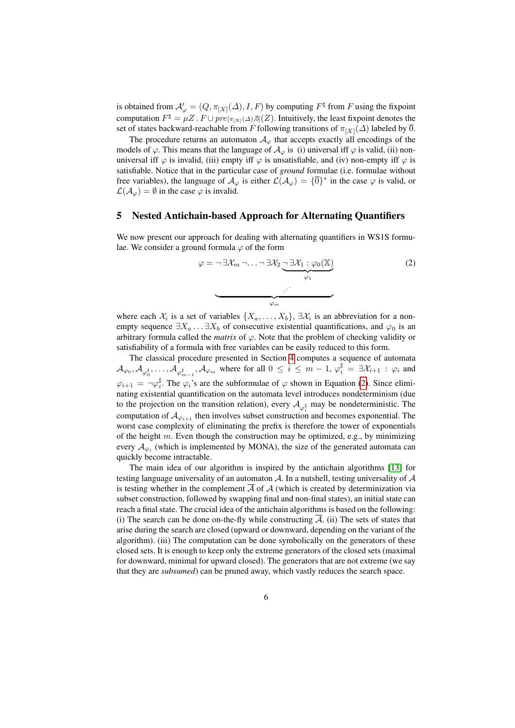is obtained from $\mathcal{A}'_\varphi = (Q, \pi_{[X]}(\Delta), I, F)$ by computing $F^\sharp$ from $F$ using the fixpoint computation $F^\sharp = \mu Z \,.\, F \cup pre_{[\pi_{[X]}(\Delta),\overline{0}]}(Z)$. Intuitively, the least fixpoint denotes the set of states backward-reachable from $F$ following transitions of $\pi_{[X]}(\Delta)$ labeled by $\overline{0}$.

The procedure returns an automaton $\mathcal{A}_\varphi$ that accepts exactly all encodings of the models of $\varphi$. This means that the language of $\mathcal{A}_\varphi$ is (i) universal iff $\varphi$ is valid, (ii) non-universal iff $\varphi$ is invalid, (iii) empty iff $\varphi$ is unsatisfiable, and (iv) non-empty iff $\varphi$ is satisfiable. Notice that in the particular case of *ground* formulae (i.e. formulae without free variables), the language of $\mathcal{A}_\varphi$ is either $\mathcal{L}(\mathcal{A}_\varphi) = \{\overline{0}\}^*$ in the case $\varphi$ is valid, or $\mathcal{L}(\mathcal{A}_\varphi) = \emptyset$ in the case $\varphi$ is invalid.

## 5 Nested Antichain-based Approach for Alternating Quantifiers

We now present our approach for dealing with alternating quantifiers in WS1S formulae. We consider a ground formula $\varphi$ of the form

$$\varphi = \underbrace{\neg \exists \mathcal{X}_m \neg \ldots \neg \exists \mathcal{X}_2 \underbrace{\neg \exists \mathcal{X}_1 : \varphi_0(\mathbb{X})}_{\varphi_1}}_{\varphi_m} \tag{2}$$

where each $\mathcal{X}_i$ is a set of variables $\{X_a, \ldots, X_b\}$, $\exists \mathcal{X}_i$ is an abbreviation for a non-empty sequence $\exists X_a \ldots \exists X_b$ of consecutive existential quantifications, and $\varphi_0$ is an arbitrary formula called the *matrix* of $\varphi$. Note that the problem of checking validity or satisfiability of a formula with free variables can be easily reduced to this form.

The classical procedure presented in Section 4 computes a sequence of automata $\mathcal{A}_{\varphi_0}, \mathcal{A}_{\varphi_0^\sharp}, \ldots, \mathcal{A}_{\varphi_{m-1}^\sharp}, \mathcal{A}_{\varphi_m}$ where for all $0 \leq i \leq m-1$, $\varphi_i^\sharp = \exists \mathcal{X}_{i+1} : \varphi_i$ and $\varphi_{i+1} = \neg\varphi_i^\sharp$. The $\varphi_i$'s are the subformulae of $\varphi$ shown in Equation (2). Since eliminating existential quantification on the automata level introduces nondeterminism (due to the projection on the transition relation), every $\mathcal{A}_{\varphi_i^\sharp}$ may be nondeterministic. The computation of $\mathcal{A}_{\varphi_{i+1}}$ then involves subset construction and becomes exponential. The worst case complexity of eliminating the prefix is therefore the tower of exponentials of the height $m$. Even though the construction may be optimized, e.g., by minimizing every $\mathcal{A}_{\varphi_i}$ (which is implemented by MONA), the size of the generated automata can quickly become intractable.

The main idea of our algorithm is inspired by the antichain algorithms [13] for testing language universality of an automaton $\mathcal{A}$. In a nutshell, testing universality of $\mathcal{A}$ is testing whether in the complement $\overline{\mathcal{A}}$ of $\mathcal{A}$ (which is created by determinization via subset construction, followed by swapping final and non-final states), an initial state can reach a final state. The crucial idea of the antichain algorithms is based on the following: (i) The search can be done on-the-fly while constructing $\overline{\mathcal{A}}$. (ii) The sets of states that arise during the search are closed (upward or downward, depending on the variant of the algorithm). (iii) The computation can be done symbolically on the generators of these closed sets. It is enough to keep only the extreme generators of the closed sets (maximal for downward, minimal for upward closed). The generators that are not extreme (we say that they are *subsumed*) can be pruned away, which vastly reduces the search space.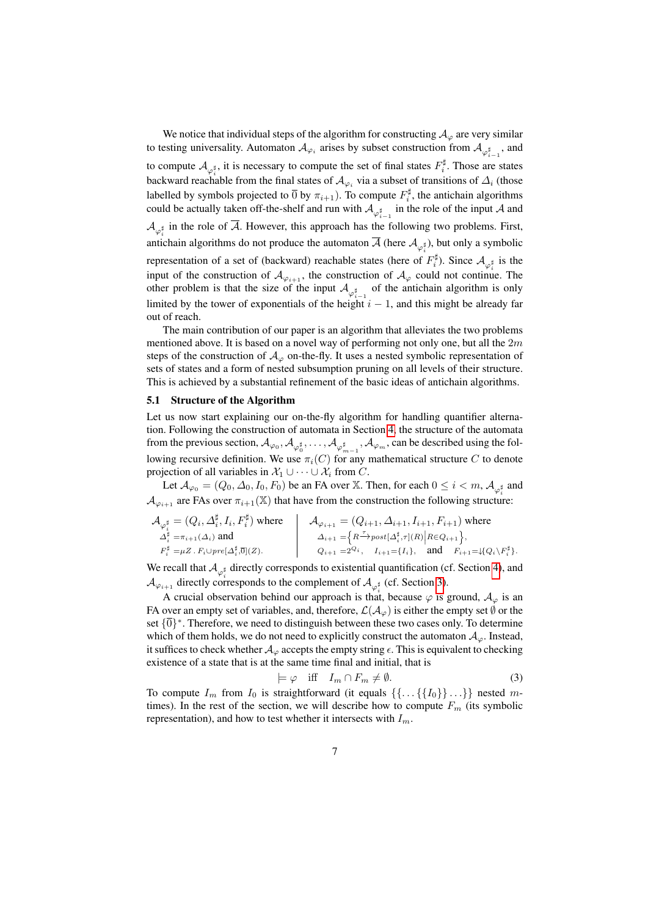We notice that individual steps of the algorithm for constructing $\mathcal{A}_\varphi$ are very similar to testing universality. Automaton $\mathcal{A}_{\varphi_i}$ arises by subset construction from $\mathcal{A}_{\varphi^\sharp_{i-1}}$, and to compute $\mathcal{A}_{\varphi^\sharp_i}$, it is necessary to compute the set of final states $F^\sharp_i$. Those are states backward reachable from the final states of $\mathcal{A}_{\varphi_i}$ via a subset of transitions of $\Delta_i$ (those labelled by symbols projected to $\bar{0}$ by $\pi_{i+1}$). To compute $F^\sharp_i$, the antichain algorithms could be actually taken off-the-shelf and run with $\mathcal{A}_{\varphi^\sharp_{i-1}}$ in the role of the input $\mathcal{A}$ and $\mathcal{A}_{\varphi^\sharp_i}$ in the role of $\overline{\mathcal{A}}$. However, this approach has the following two problems. First, antichain algorithms do not produce the automaton $\overline{\mathcal{A}}$ (here $\mathcal{A}_{\varphi^\sharp_i}$), but only a symbolic representation of a set of (backward) reachable states (here of $F^\sharp_i$). Since $\mathcal{A}_{\varphi^\sharp_i}$ is the input of the construction of $\mathcal{A}_{\varphi_{i+1}}$, the construction of $\mathcal{A}_\varphi$ could not continue. The other problem is that the size of the input $\mathcal{A}_{\varphi^\sharp_{i-1}}$ of the antichain algorithm is only limited by the tower of exponentials of the height $i-1$, and this might be already far out of reach.

The main contribution of our paper is an algorithm that alleviates the two problems mentioned above. It is based on a novel way of performing not only one, but all the $2m$ steps of the construction of $\mathcal{A}_\varphi$ on-the-fly. It uses a nested symbolic representation of sets of states and a form of nested subsumption pruning on all levels of their structure. This is achieved by a substantial refinement of the basic ideas of antichain algorithms.

### 5.1 Structure of the Algorithm

Let us now start explaining our on-the-fly algorithm for handling quantifier alternation. Following the construction of automata in Section 4, the structure of the automata from the previous section, $\mathcal{A}_{\varphi_0}, \mathcal{A}_{\varphi^\sharp_0}, \ldots, \mathcal{A}_{\varphi^\sharp_{m-1}}, \mathcal{A}_{\varphi_m}$, can be described using the following recursive definition. We use $\pi_i(C)$ for any mathematical structure $C$ to denote projection of all variables in $\mathcal{X}_1 \cup \cdots \cup \mathcal{X}_i$ from $C$.

Let $\mathcal{A}_{\varphi_0} = (Q_0, \Delta_0, I_0, F_0)$ be an FA over $\mathbb{X}$. Then, for each $0 \leq i < m$, $\mathcal{A}_{\varphi^\sharp_i}$ and $\mathcal{A}_{\varphi_{i+1}}$ are FAs over $\pi_{i+1}(\mathbb{X})$ that have from the construction the following structure:

$\mathcal{A}_{\varphi^\sharp_i} = (Q_i, \Delta^\sharp_i, I_i, F^\sharp_i)$ where
$$\Delta^\sharp_i = \pi_{i+1}(\Delta_i) \text{ and}$$
$$F^\sharp_i = \mu Z\,.\, F_i \cup pre[\Delta^\sharp_i, \bar{0}](Z).$$

$\mathcal{A}_{\varphi_{i+1}} = (Q_{i+1}, \Delta_{i+1}, I_{i+1}, F_{i+1})$ where
$$\Delta_{i+1} = \left\{ R \xrightarrow{\tau} post[\Delta^\sharp_i, \tau](R) \,\middle|\, R \in Q_{i+1} \right\},$$
$$Q_{i+1} = 2^{Q_i}, \quad I_{i+1} = \{I_i\}, \quad \text{and} \quad F_{i+1} = \downarrow\{Q_i \setminus F^\sharp_i\}.$$

We recall that $\mathcal{A}_{\varphi^\sharp_i}$ directly corresponds to existential quantification (cf. Section 4), and $\mathcal{A}_{\varphi_{i+1}}$ directly corresponds to the complement of $\mathcal{A}_{\varphi^\sharp_i}$ (cf. Section 3).

A crucial observation behind our approach is that, because $\varphi$ is ground, $\mathcal{A}_\varphi$ is an FA over an empty set of variables, and, therefore, $\mathcal{L}(\mathcal{A}_\varphi)$ is either the empty set $\emptyset$ or the set $\{\bar{0}\}^*$. Therefore, we need to distinguish between these two cases only. To determine which of them holds, we do not need to explicitly construct the automaton $\mathcal{A}_\varphi$. Instead, it suffices to check whether $\mathcal{A}_\varphi$ accepts the empty string $\epsilon$. This is equivalent to checking existence of a state that is at the same time final and initial, that is

$$\models \varphi \quad \text{iff} \quad I_m \cap F_m \neq \emptyset. \tag{3}$$

To compute $I_m$ from $I_0$ is straightforward (it equals $\{\{\ldots\{\{I_0\}\}\ldots\}\}$ nested $m$-times). In the rest of the section, we will describe how to compute $F_m$ (its symbolic representation), and how to test whether it intersects with $I_m$.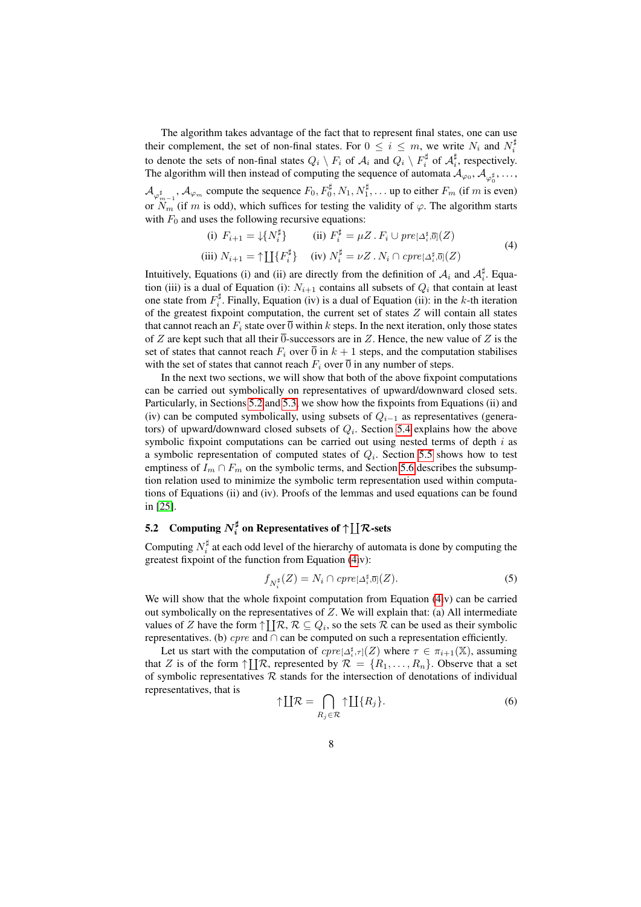The algorithm takes advantage of the fact that to represent final states, one can use their complement, the set of non-final states. For $0 \leq i \leq m$, we write $N_i$ and $N_i^\sharp$ to denote the sets of non-final states $Q_i \setminus F_i$ of $\mathcal{A}_i$ and $Q_i \setminus F_i^\sharp$ of $\mathcal{A}_i^\sharp$, respectively. The algorithm will then instead of computing the sequence of automata $\mathcal{A}_{\varphi_0}, \mathcal{A}_{\varphi_0^\sharp}, \ldots, \mathcal{A}_{\varphi_{m-1}^\sharp}, \mathcal{A}_{\varphi_m}$ compute the sequence $F_0, F_0^\sharp, N_1, N_1^\sharp, \ldots$ up to either $F_m$ (if $m$ is even) or $N_m$ (if $m$ is odd), which suffices for testing the validity of $\varphi$. The algorithm starts with $F_0$ and uses the following recursive equations:

$$
\begin{array}{ll}
\text{(i)}\ \ F_{i+1} = \downarrow\{N_i^\sharp\} & \text{(ii)}\ \ F_i^\sharp = \mu Z \,.\, F_i \cup \mathit{pre}_{[\Delta_i^\sharp, \overline{0}]}(Z) \\
\text{(iii)}\ \ N_{i+1} = \uparrow\coprod\{F_i^\sharp\} & \text{(iv)}\ \ N_i^\sharp = \nu Z \,.\, N_i \cap \mathit{cpre}_{[\Delta_i^\sharp, \overline{0}]}(Z)
\end{array}
\tag{4}
$$

Intuitively, Equations (i) and (ii) are directly from the definition of $\mathcal{A}_i$ and $\mathcal{A}_i^\sharp$. Equation (iii) is a dual of Equation (i): $N_{i+1}$ contains all subsets of $Q_i$ that contain at least one state from $F_i^\sharp$. Finally, Equation (iv) is a dual of Equation (ii): in the $k$-th iteration of the greatest fixpoint computation, the current set of states $Z$ will contain all states that cannot reach an $F_i$ state over $\overline{0}$ within $k$ steps. In the next iteration, only those states of $Z$ are kept such that all their $\overline{0}$-successors are in $Z$. Hence, the new value of $Z$ is the set of states that cannot reach $F_i$ over $\overline{0}$ in $k+1$ steps, and the computation stabilises with the set of states that cannot reach $F_i$ over $\overline{0}$ in any number of steps.

In the next two sections, we will show that both of the above fixpoint computations can be carried out symbolically on representatives of upward/downward closed sets. Particularly, in Sections 5.2 and 5.3, we show how the fixpoints from Equations (ii) and (iv) can be computed symbolically, using subsets of $Q_{i-1}$ as representatives (generators) of upward/downward closed subsets of $Q_i$. Section 5.4 explains how the above symbolic fixpoint computations can be carried out using nested terms of depth $i$ as a symbolic representation of computed states of $Q_i$. Section 5.5 shows how to test emptiness of $I_m \cap F_m$ on the symbolic terms, and Section 5.6 describes the subsumption relation used to minimize the symbolic term representation used within computations of Equations (ii) and (iv). Proofs of the lemmas and used equations can be found in [25].

### 5.2 Computing $N_i^\sharp$ on Representatives of $\uparrow\coprod\mathcal{R}$-sets

Computing $N_i^\sharp$ at each odd level of the hierarchy of automata is done by computing the greatest fixpoint of the function from Equation (4iv):

$$
f_{N_i^\sharp}(Z) = N_i \cap \mathit{cpre}_{[\Delta_i^\sharp, \overline{0}]}(Z).
\tag{5}
$$

We will show that the whole fixpoint computation from Equation (4iv) can be carried out symbolically on the representatives of $Z$. We will explain that: (a) All intermediate values of $Z$ have the form $\uparrow\coprod\mathcal{R}$, $\mathcal{R} \subseteq Q_i$, so the sets $\mathcal{R}$ can be used as their symbolic representatives. (b) $\mathit{cpre}$ and $\cap$ can be computed on such a representation efficiently.

Let us start with the computation of $\mathit{cpre}_{[\Delta_i^\sharp, \tau]}(Z)$ where $\tau \in \pi_{i+1}(\mathbb{X})$, assuming that $Z$ is of the form $\uparrow\coprod\mathcal{R}$, represented by $\mathcal{R} = \{R_1, \ldots, R_n\}$. Observe that a set of symbolic representatives $\mathcal{R}$ stands for the intersection of denotations of individual representatives, that is

$$
\uparrow\coprod\mathcal{R} = \bigcap_{R_j \in \mathcal{R}} \uparrow\coprod\{R_j\}.
\tag{6}
$$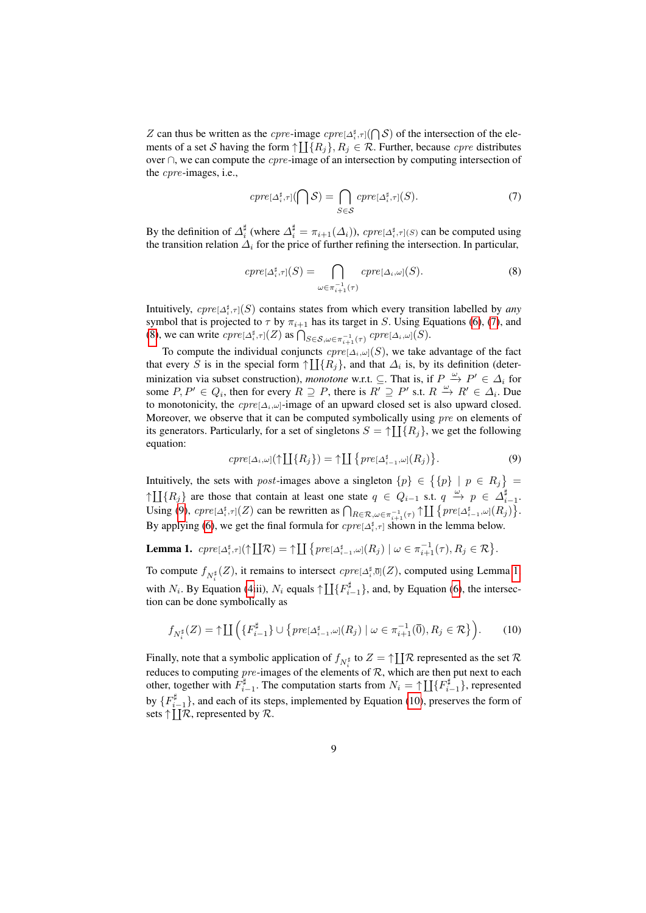$Z$ can thus be written as the *cpre*-image $cpre_{[\Delta_i^\sharp,\tau]}(\bigcap \mathcal{S})$ of the intersection of the elements of a set $\mathcal{S}$ having the form $\uparrow\coprod\{R_j\}, R_j \in \mathcal{R}$. Further, because *cpre* distributes over $\cap$, we can compute the *cpre*-image of an intersection by computing intersection of the *cpre*-images, i.e.,

$$cpre_{[\Delta_i^\sharp,\tau]}(\bigcap \mathcal{S}) = \bigcap_{S \in \mathcal{S}} cpre_{[\Delta_i^\sharp,\tau]}(S). \tag{7}$$

By the definition of $\Delta_i^\sharp$ (where $\Delta_i^\sharp = \pi_{i+1}(\Delta_i)$), $cpre_{[\Delta_i^\sharp,\tau](S)}$ can be computed using the transition relation $\Delta_i$ for the price of further refining the intersection. In particular,

$$cpre_{[\Delta_i^\sharp,\tau]}(S) = \bigcap_{\omega \in \pi_{i+1}^{-1}(\tau)} cpre_{[\Delta_i,\omega]}(S). \tag{8}$$

Intuitively, $cpre_{[\Delta_i^\sharp,\tau]}(S)$ contains states from which every transition labelled by *any* symbol that is projected to $\tau$ by $\pi_{i+1}$ has its target in $S$. Using Equations (6), (7), and (8), we can write $cpre_{[\Delta_i^\sharp,\tau]}(Z)$ as $\bigcap_{S \in \mathcal{S}, \omega \in \pi_{i+1}^{-1}(\tau)} cpre_{[\Delta_i,\omega]}(S)$.

To compute the individual conjuncts $cpre_{[\Delta_i,\omega]}(S)$, we take advantage of the fact that every $S$ is in the special form $\uparrow\coprod\{R_j\}$, and that $\Delta_i$ is, by its definition (determinization via subset construction), *monotone* w.r.t. $\subseteq$. That is, if $P \xrightarrow{\omega} P' \in \Delta_i$ for some $P, P' \in Q_i$, then for every $R \supseteq P$, there is $R' \supseteq P'$ s.t. $R \xrightarrow{\omega} R' \in \Delta_i$. Due to monotonicity, the $cpre_{[\Delta_i,\omega]}$-image of an upward closed set is also upward closed. Moreover, we observe that it can be computed symbolically using *pre* on elements of its generators. Particularly, for a set of singletons $S = \uparrow\coprod\{R_j\}$, we get the following equation:

$$cpre_{[\Delta_i,\omega]}(\uparrow\coprod\{R_j\}) = \uparrow\coprod\left\{pre_{[\Delta_{i-1}^\sharp,\omega]}(R_j)\right\}. \tag{9}$$

Intuitively, the sets with *post*-images above a singleton $\{p\} \in \{\{p\} \mid p \in R_j\} = \uparrow\coprod\{R_j\}$ are those that contain at least one state $q \in Q_{i-1}$ s.t. $q \xrightarrow{\omega} p \in \Delta_{i-1}^\sharp$. Using (9), $cpre_{[\Delta_i^\sharp,\tau]}(Z)$ can be rewritten as $\bigcap_{R \in \mathcal{R}, \omega \in \pi_{i+1}^{-1}(\tau)} \uparrow\coprod\left\{pre_{[\Delta_{i-1}^\sharp,\omega]}(R_j)\right\}$. By applying (6), we get the final formula for $cpre_{[\Delta_i^\sharp,\tau]}$ shown in the lemma below.

**Lemma 1.** $cpre_{[\Delta_i^\sharp,\tau]}(\uparrow\coprod\mathcal{R}) = \uparrow\coprod\left\{pre_{[\Delta_{i-1}^\sharp,\omega]}(R_j) \mid \omega \in \pi_{i+1}^{-1}(\tau), R_j \in \mathcal{R}\right\}$.

To compute $f_{N_i^\sharp}(Z)$, it remains to intersect $cpre_{[\Delta_i^\sharp,\overline{0}]}(Z)$, computed using Lemma 1 with $N_i$. By Equation (4iii), $N_i$ equals $\uparrow\coprod\{F_{i-1}^\sharp\}$, and, by Equation (6), the intersection can be done symbolically as

$$f_{N_i^\sharp}(Z) = \uparrow\coprod\left(\{F_{i-1}^\sharp\} \cup \left\{pre_{[\Delta_{i-1}^\sharp,\omega]}(R_j) \mid \omega \in \pi_{i+1}^{-1}(\overline{0}), R_j \in \mathcal{R}\right\}\right). \tag{10}$$

Finally, note that a symbolic application of $f_{N_i^\sharp}$ to $Z = \uparrow\coprod\mathcal{R}$ represented as the set $\mathcal{R}$ reduces to computing *pre*-images of the elements of $\mathcal{R}$, which are then put next to each other, together with $F_{i-1}^\sharp$. The computation starts from $N_i = \uparrow\coprod\{F_{i-1}^\sharp\}$, represented by $\{F_{i-1}^\sharp\}$, and each of its steps, implemented by Equation (10), preserves the form of sets $\uparrow\coprod\mathcal{R}$, represented by $\mathcal{R}$.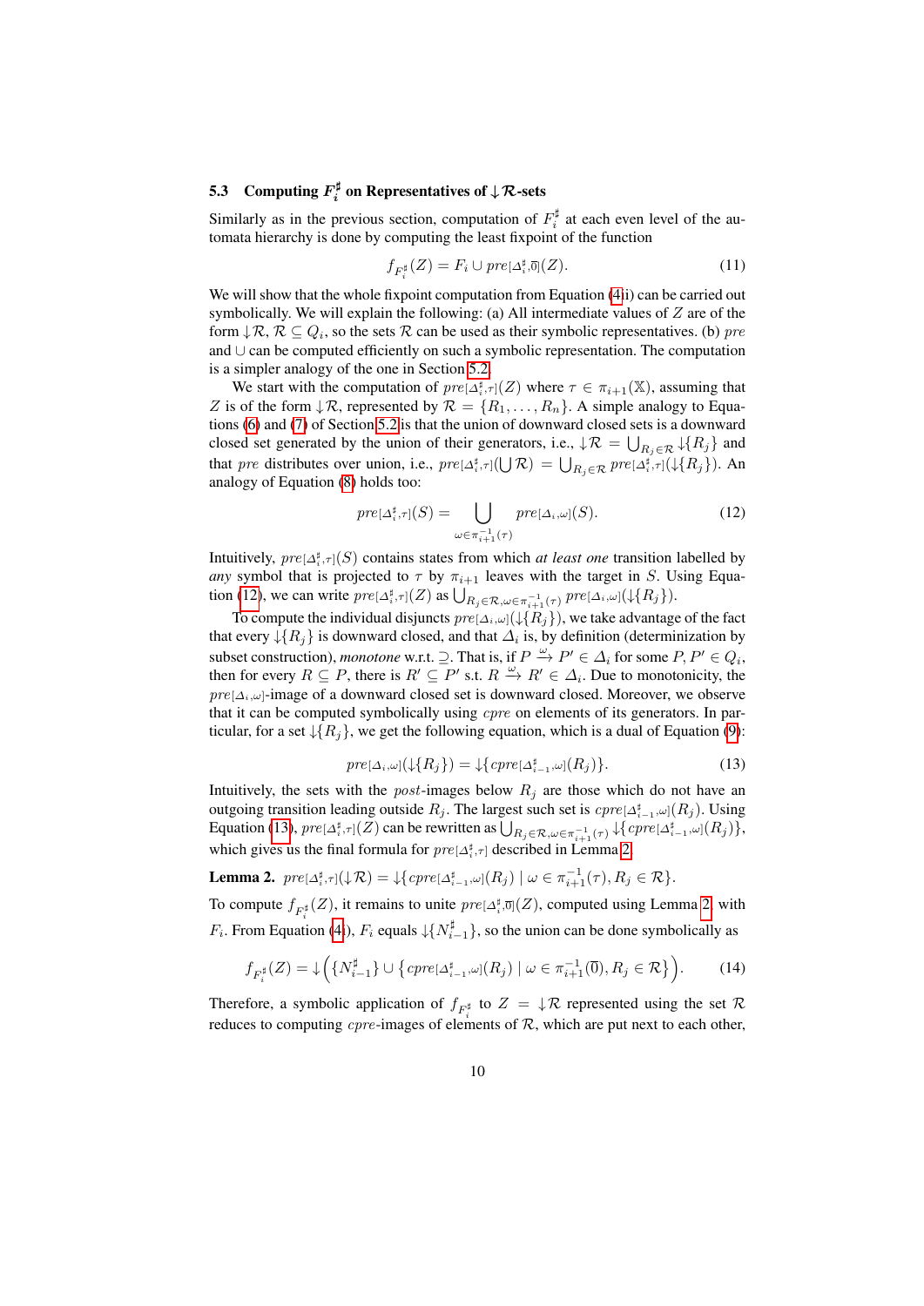### 5.3 Computing $F_i^\sharp$ on Representatives of $\downarrow\mathcal{R}$-sets

Similarly as in the previous section, computation of $F_i^\sharp$ at each even level of the automata hierarchy is done by computing the least fixpoint of the function

$$f_{F_i^\sharp}(Z) = F_i \cup pre_{[\Delta_i^\sharp,\overline{0}]}(Z). \tag{11}$$

We will show that the whole fixpoint computation from Equation (4.i) can be carried out symbolically. We will explain the following: (a) All intermediate values of $Z$ are of the form $\downarrow\mathcal{R}$, $\mathcal{R} \subseteq Q_i$, so the sets $\mathcal{R}$ can be used as their symbolic representatives. (b) $pre$ and $\cup$ can be computed efficiently on such a symbolic representation. The computation is a simpler analogy of the one in Section 5.2.

We start with the computation of $pre_{[\Delta_i^\sharp,\tau]}(Z)$ where $\tau \in \pi_{i+1}(\mathbb{X})$, assuming that $Z$ is of the form $\downarrow\mathcal{R}$, represented by $\mathcal{R} = \{R_1, \ldots, R_n\}$. A simple analogy to Equations (6) and (7) of Section 5.2 is that the union of downward closed sets is a downward closed set generated by the union of their generators, i.e., $\downarrow\mathcal{R} = \bigcup_{R_j\in\mathcal{R}} \downarrow\{R_j\}$ and that $pre$ distributes over union, i.e., $pre_{[\Delta_i^\sharp,\tau]}(\bigcup\mathcal{R}) = \bigcup_{R_j\in\mathcal{R}} pre_{[\Delta_i^\sharp,\tau]}(\downarrow\{R_j\})$. An analogy of Equation (8) holds too:

$$pre_{[\Delta_i^\sharp,\tau]}(S) = \bigcup_{\omega\in\pi_{i+1}^{-1}(\tau)} pre_{[\Delta_i,\omega]}(S). \tag{12}$$

Intuitively, $pre_{[\Delta_i^\sharp,\tau]}(S)$ contains states from which *at least one* transition labelled by *any* symbol that is projected to $\tau$ by $\pi_{i+1}$ leaves with the target in $S$. Using Equation (12), we can write $pre_{[\Delta_i^\sharp,\tau]}(Z)$ as $\bigcup_{R_j\in\mathcal{R},\omega\in\pi_{i+1}^{-1}(\tau)} pre_{[\Delta_i,\omega]}(\downarrow\{R_j\})$.

To compute the individual disjuncts $pre_{[\Delta_i,\omega]}(\downarrow\{R_j\})$, we take advantage of the fact that every $\downarrow\{R_j\}$ is downward closed, and that $\Delta_i$ is, by definition (determinization by subset construction), *monotone* w.r.t. $\supseteq$. That is, if $P \xrightarrow{\omega} P' \in \Delta_i$ for some $P, P' \in Q_i$, then for every $R \subseteq P$, there is $R' \subseteq P'$ s.t. $R \xrightarrow{\omega} R' \in \Delta_i$. Due to monotonicity, the $pre_{[\Delta_i,\omega]}$-image of a downward closed set is downward closed. Moreover, we observe that it can be computed symbolically using $cpre$ on elements of its generators. In particular, for a set $\downarrow\{R_j\}$, we get the following equation, which is a dual of Equation (9):

$$pre_{[\Delta_i,\omega]}(\downarrow\{R_j\}) = \downarrow\{cpre_{[\Delta_{i-1}^\sharp,\omega]}(R_j)\}. \tag{13}$$

Intuitively, the sets with the $post$-images below $R_j$ are those which do not have an outgoing transition leading outside $R_j$. The largest such set is $cpre_{[\Delta_{i-1}^\sharp,\omega]}(R_j)$. Using Equation (13), $pre_{[\Delta_i^\sharp,\tau]}(Z)$ can be rewritten as $\bigcup_{R_j\in\mathcal{R},\omega\in\pi_{i+1}^{-1}(\tau)} \downarrow\{cpre_{[\Delta_{i-1}^\sharp,\omega]}(R_j)\}$, which gives us the final formula for $pre_{[\Delta_i^\sharp,\tau]}$ described in Lemma 2.

**Lemma 2.** $pre_{[\Delta_i^\sharp,\tau]}(\downarrow\mathcal{R}) = \downarrow\{cpre_{[\Delta_{i-1}^\sharp,\omega]}(R_j) \mid \omega \in \pi_{i+1}^{-1}(\tau), R_j \in \mathcal{R}\}$.

To compute $f_{F_i^\sharp}(Z)$, it remains to unite $pre_{[\Delta_i^\sharp,\overline{0}]}(Z)$, computed using Lemma 2, with $F_i$. From Equation (4), $F_i$ equals $\downarrow\{N_{i-1}^\sharp\}$, so the union can be done symbolically as

$$f_{F_i^\sharp}(Z) = \downarrow\Big(\{N_{i-1}^\sharp\} \cup \big\{cpre_{[\Delta_{i-1}^\sharp,\omega]}(R_j) \mid \omega \in \pi_{i+1}^{-1}(\overline{0}), R_j \in \mathcal{R}\big\}\Big). \tag{14}$$

Therefore, a symbolic application of $f_{F_i^\sharp}$ to $Z = \downarrow\mathcal{R}$ represented using the set $\mathcal{R}$ reduces to computing $cpre$-images of elements of $\mathcal{R}$, which are put next to each other,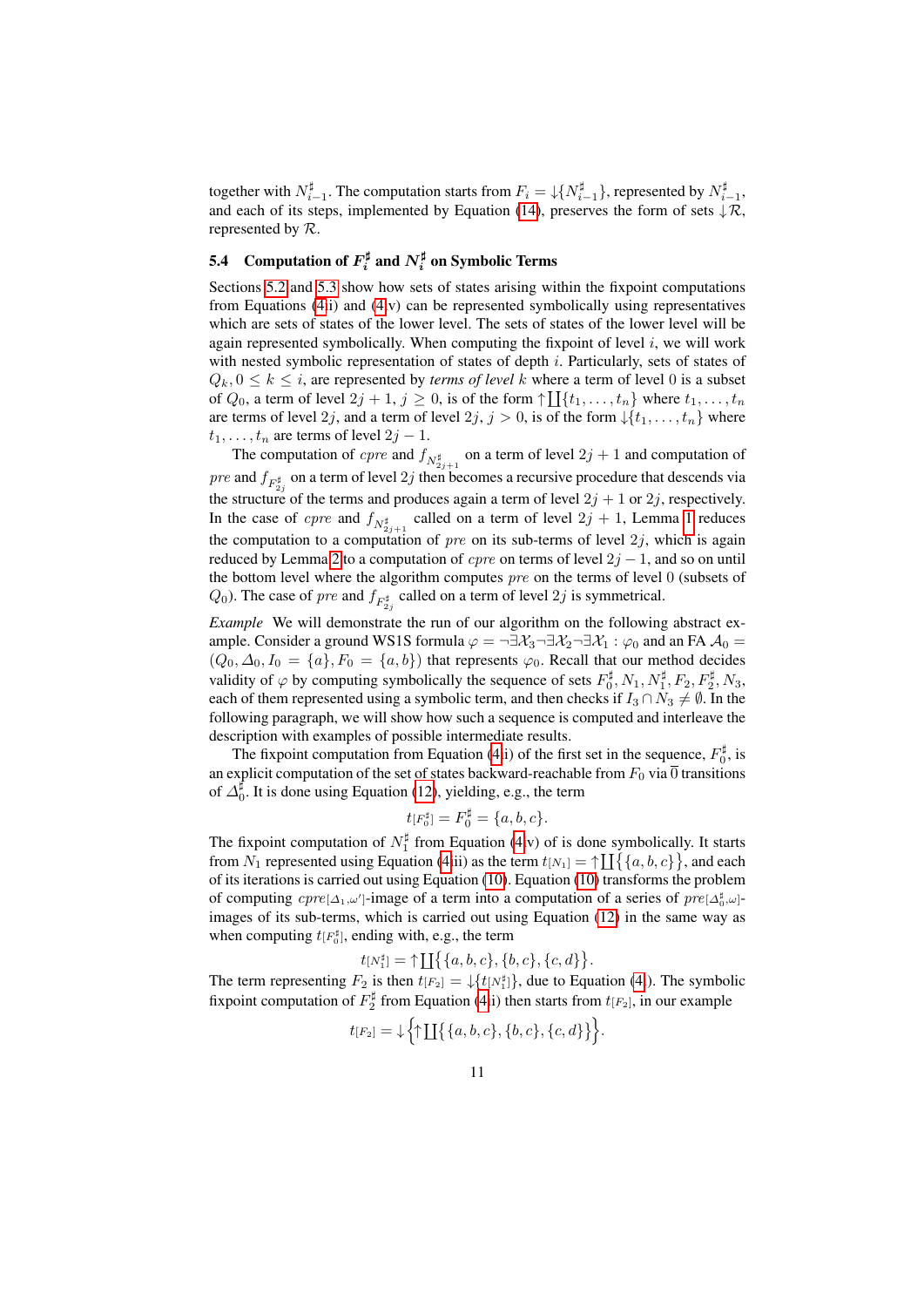together with $N^\sharp_{i-1}$. The computation starts from $F_i = \downarrow\{N^\sharp_{i-1}\}$, represented by $N^\sharp_{i-1}$, and each of its steps, implemented by Equation (14), preserves the form of sets $\downarrow\mathcal{R}$, represented by $\mathcal{R}$.

### 5.4 Computation of $F^\sharp_i$ and $N^\sharp_i$ on Symbolic Terms

Sections 5.2 and 5.3 show how sets of states arising within the fixpoint computations from Equations (4.i) and (4.v) can be represented symbolically using representatives which are sets of states of the lower level. The sets of states of the lower level will be again represented symbolically. When computing the fixpoint of level $i$, we will work with nested symbolic representation of states of depth $i$. Particularly, sets of states of $Q_k, 0 \leq k \leq i$, are represented by *terms of level* $k$ where a term of level 0 is a subset of $Q_0$, a term of level $2j+1$, $j \geq 0$, is of the form $\uparrow\coprod\{t_1,\ldots,t_n\}$ where $t_1,\ldots,t_n$ are terms of level $2j$, and a term of level $2j$, $j > 0$, is of the form $\downarrow\{t_1,\ldots,t_n\}$ where $t_1,\ldots,t_n$ are terms of level $2j-1$.

The computation of $cpre$ and $f_{N^\sharp_{2j+1}}$ on a term of level $2j+1$ and computation of $pre$ and $f_{F^\sharp_{2j}}$ on a term of level $2j$ then becomes a recursive procedure that descends via the structure of the terms and produces again a term of level $2j+1$ or $2j$, respectively. In the case of $cpre$ and $f_{N^\sharp_{2j+1}}$ called on a term of level $2j+1$, Lemma 1 reduces the computation to a computation of $pre$ on its sub-terms of level $2j$, which is again reduced by Lemma 2 to a computation of $cpre$ on terms of level $2j-1$, and so on until the bottom level where the algorithm computes $pre$ on the terms of level 0 (subsets of $Q_0$). The case of $pre$ and $f_{F^\sharp_{2j}}$ called on a term of level $2j$ is symmetrical.

*Example* We will demonstrate the run of our algorithm on the following abstract example. Consider a ground WS1S formula $\varphi = \neg\exists\mathcal{X}_3\neg\exists\mathcal{X}_2\neg\exists\mathcal{X}_1 : \varphi_0$ and an FA $\mathcal{A}_0 = (Q_0, \Delta_0, I_0 = \{a\}, F_0 = \{a, b\})$ that represents $\varphi_0$. Recall that our method decides validity of $\varphi$ by computing symbolically the sequence of sets $F^\sharp_0, N_1, N^\sharp_1, F_2, F^\sharp_2, N_3$, each of them represented using a symbolic term, and then checks if $I_3 \cap N_3 \neq \emptyset$. In the following paragraph, we will show how such a sequence is computed and interleave the description with examples of possible intermediate results.

The fixpoint computation from Equation (4.i) of the first set in the sequence, $F^\sharp_0$, is an explicit computation of the set of states backward-reachable from $F_0$ via $\overline{0}$ transitions of $\Delta^\sharp_0$. It is done using Equation (12), yielding, e.g., the term

$$t_{[F^\sharp_0]} = F^\sharp_0 = \{a, b, c\}.$$

The fixpoint computation of $N^\sharp_1$ from Equation (4.v) of is done symbolically. It starts from $N_1$ represented using Equation (4.iii) as the term $t_{[N_1]} = \uparrow\coprod\big\{\{a,b,c\}\big\}$, and each of its iterations is carried out using Equation (10). Equation (10) transforms the problem of computing $cpre_{[\Delta_1,\omega']}$-image of a term into a computation of a series of $pre_{[\Delta^\sharp_0,\omega]}$-images of its sub-terms, which is carried out using Equation (12) in the same way as when computing $t_{[F^\sharp_0]}$, ending with, e.g., the term

$$t_{[N^\sharp_1]} = \uparrow\coprod\big\{\{a,b,c\},\{b,c\},\{c,d\}\big\}.$$

The term representing $F_2$ is then $t_{[F_2]} = \downarrow\{t_{[N^\sharp_1]}\}$, due to Equation (4). The symbolic fixpoint computation of $F^\sharp_2$ from Equation (4.i) then starts from $t_{[F_2]}$, in our example

$$t_{[F_2]} = \downarrow\Big\{\uparrow\coprod\big\{\{a,b,c\},\{b,c\},\{c,d\}\big\}\Big\}.$$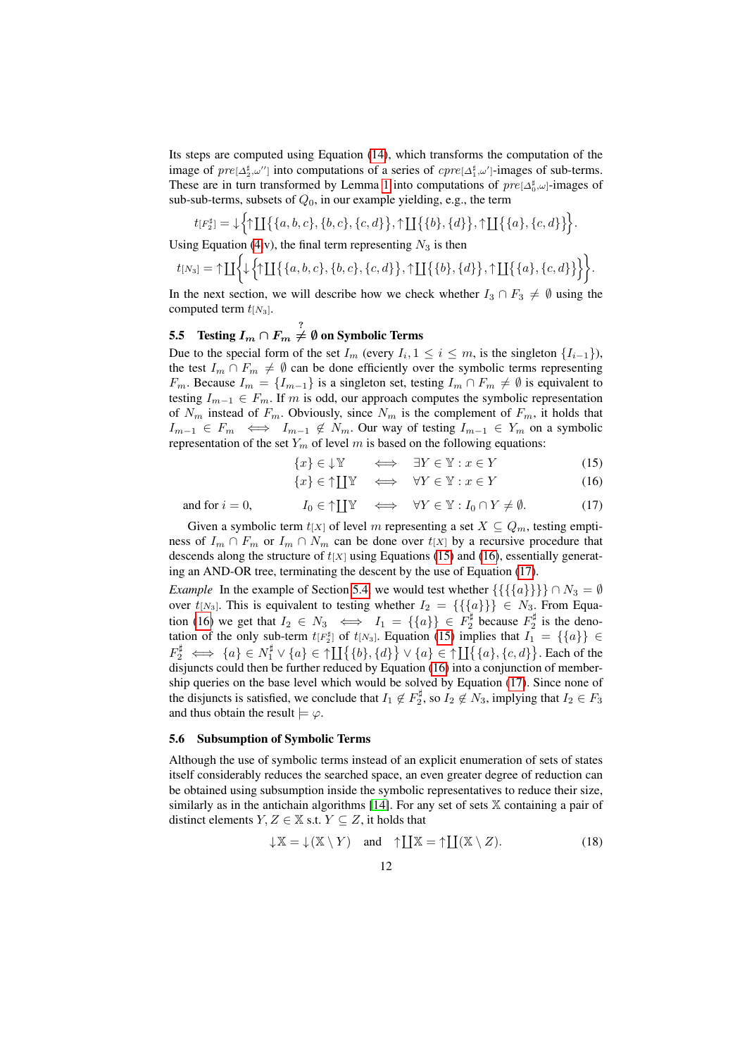Its steps are computed using Equation (14), which transforms the computation of the image of $pre_{[\Delta_2^\sharp,\omega'']}$ into computations of a series of $cpre_{[\Delta_1^\sharp,\omega']}$-images of sub-terms. These are in turn transformed by Lemma 1 into computations of $pre_{[\Delta_0^\sharp,\omega]}$-images of sub-sub-terms, subsets of $Q_0$, in our example yielding, e.g., the term

$$t_{[F_2^\sharp]} = \downarrow\Big\{\uparrow\coprod\big\{\{a,b,c\},\{b,c\},\{c,d\}\big\},\uparrow\coprod\big\{\{b\},\{d\}\big\},\uparrow\coprod\big\{\{a\},\{c,d\}\big\}\Big\}.$$

Using Equation (4v), the final term representing $N_3$ is then

$$t_{[N_3]} = \uparrow\coprod\bigg\{\downarrow\Big\{\uparrow\coprod\big\{\{a,b,c\},\{b,c\},\{c,d\}\big\},\uparrow\coprod\big\{\{b\},\{d\}\big\},\uparrow\coprod\big\{\{a\},\{c,d\}\big\}\Big\}\bigg\}.$$

In the next section, we will describe how we check whether $I_3 \cap F_3 \neq \emptyset$ using the computed term $t_{[N_3]}$.

### 5.5 Testing $I_m \cap F_m \overset{?}{\neq} \emptyset$ on Symbolic Terms

Due to the special form of the set $I_m$ (every $I_i, 1 \leq i \leq m$, is the singleton $\{I_{i-1}\}$), the test $I_m \cap F_m \neq \emptyset$ can be done efficiently over the symbolic terms representing $F_m$. Because $I_m = \{I_{m-1}\}$ is a singleton set, testing $I_m \cap F_m \neq \emptyset$ is equivalent to testing $I_{m-1} \in F_m$. If $m$ is odd, our approach computes the symbolic representation of $N_m$ instead of $F_m$. Obviously, since $N_m$ is the complement of $F_m$, it holds that $I_{m-1} \in F_m \iff I_{m-1} \notin N_m$. Our way of testing $I_{m-1} \in Y_m$ on a symbolic representation of the set $Y_m$ of level $m$ is based on the following equations:

$$\{x\} \in \downarrow\mathbb{Y} \iff \exists Y \in \mathbb{Y} : x \in Y \tag{15}$$

$$\{x\} \in \uparrow\coprod\mathbb{Y} \iff \forall Y \in \mathbb{Y} : x \in Y \tag{16}$$

$$\text{and for } i = 0, \qquad I_0 \in \uparrow\coprod\mathbb{Y} \iff \forall Y \in \mathbb{Y} : I_0 \cap Y \neq \emptyset. \tag{17}$$

Given a symbolic term $t_{[X]}$ of level $m$ representing a set $X \subseteq Q_m$, testing emptiness of $I_m \cap F_m$ or $I_m \cap N_m$ can be done over $t_{[X]}$ by a recursive procedure that descends along the structure of $t_{[X]}$ using Equations (15) and (16), essentially generating an AND-OR tree, terminating the descent by the use of Equation (17).

*Example* In the example of Section 5.4, we would test whether $\{\{\{\{a\}\}\}\} \cap N_3 = \emptyset$ over $t_{[N_3]}$. This is equivalent to testing whether $I_2 = \{\{\{a\}\}\} \in N_3$. From Equation (16) we get that $I_2 \in N_3 \iff I_1 = \{\{a\}\} \in F_2^\sharp$ because $F_2^\sharp$ is the denotation of the only sub-term $t_{[F_2^\sharp]}$ of $t_{[N_3]}$. Equation (15) implies that $I_1 = \{\{a\}\} \in F_2^\sharp \iff \{a\} \in N_1^\sharp \vee \{a\} \in \uparrow\coprod\big\{\{b\},\{d\}\big\} \vee \{a\} \in \uparrow\coprod\big\{\{a\},\{c,d\}\big\}$. Each of the disjuncts could then be further reduced by Equation (16) into a conjunction of membership queries on the base level which would be solved by Equation (17). Since none of the disjuncts is satisfied, we conclude that $I_1 \notin F_2^\sharp$, so $I_2 \notin N_3$, implying that $I_2 \in F_3$ and thus obtain the result $\models \varphi$.

### 5.6 Subsumption of Symbolic Terms

Although the use of symbolic terms instead of an explicit enumeration of sets of states itself considerably reduces the searched space, an even greater degree of reduction can be obtained using subsumption inside the symbolic representatives to reduce their size, similarly as in the antichain algorithms [14]. For any set of sets $\mathbb{X}$ containing a pair of distinct elements $Y, Z \in \mathbb{X}$ s.t. $Y \subseteq Z$, it holds that

$$\downarrow\mathbb{X} = \downarrow(\mathbb{X} \setminus Y) \quad \text{and} \quad \uparrow\coprod\mathbb{X} = \uparrow\coprod(\mathbb{X} \setminus Z). \tag{18}$$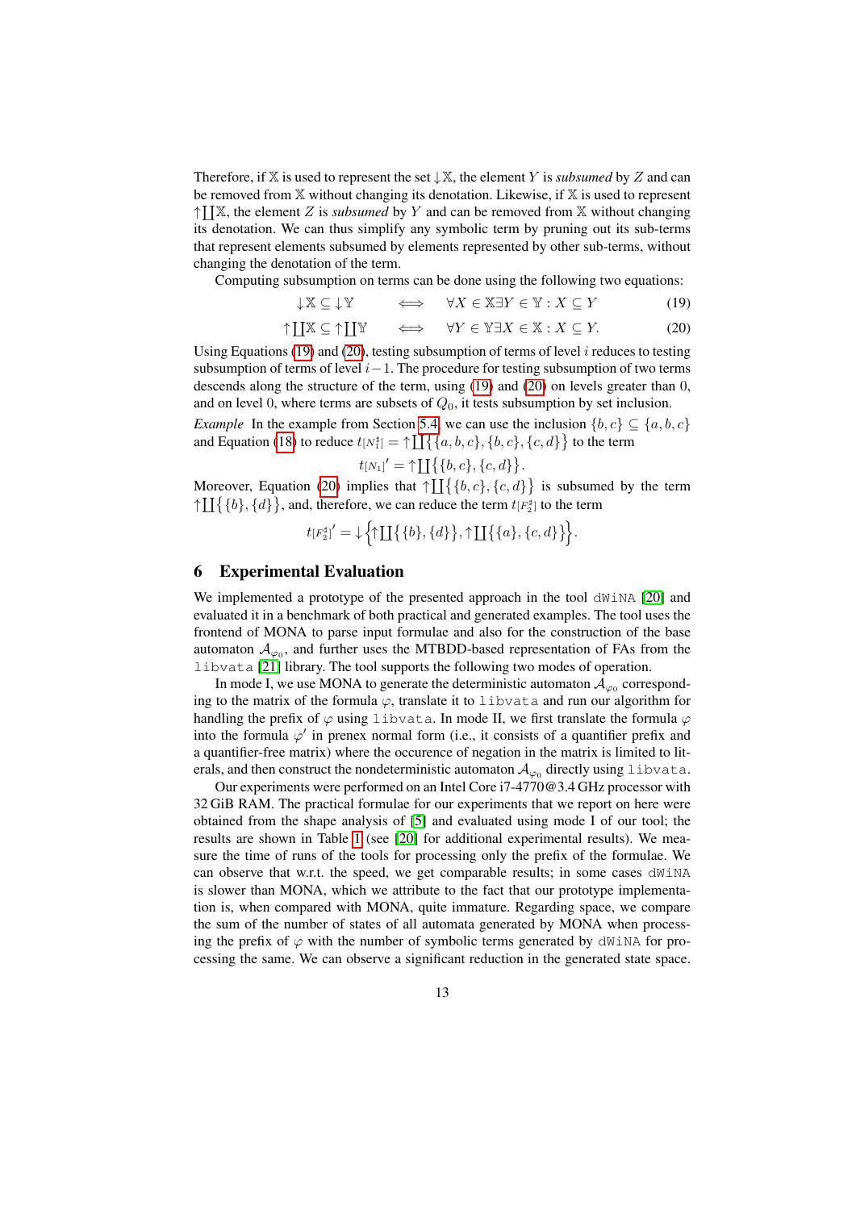Therefore, if $\mathbb{X}$ is used to represent the set $\downarrow\mathbb{X}$, the element $Y$ is *subsumed* by $Z$ and can be removed from $\mathbb{X}$ without changing its denotation. Likewise, if $\mathbb{X}$ is used to represent $\uparrow\coprod\mathbb{X}$, the element $Z$ is *subsumed* by $Y$ and can be removed from $\mathbb{X}$ without changing its denotation. We can thus simplify any symbolic term by pruning out its sub-terms that represent elements subsumed by elements represented by other sub-terms, without changing the denotation of the term.

Computing subsumption on terms can be done using the following two equations:

$$\downarrow\mathbb{X} \subseteq \downarrow\mathbb{Y} \quad \iff \quad \forall X \in \mathbb{X} \exists Y \in \mathbb{Y} : X \subseteq Y \tag{19}$$

$$\uparrow\coprod\mathbb{X} \subseteq \uparrow\coprod\mathbb{Y} \quad \iff \quad \forall Y \in \mathbb{Y} \exists X \in \mathbb{X} : X \subseteq Y. \tag{20}$$

Using Equations (19) and (20), testing subsumption of terms of level $i$ reduces to testing subsumption of terms of level $i-1$. The procedure for testing subsumption of two terms descends along the structure of the term, using (19) and (20) on levels greater than 0, and on level 0, where terms are subsets of $Q_0$, it tests subsumption by set inclusion.

*Example* In the example from Section 5.4, we can use the inclusion $\{b, c\} \subseteq \{a, b, c\}$ and Equation (18) to reduce $t_{[N_1^\sharp]} = \uparrow\coprod\{\{a, b, c\}, \{b, c\}, \{c, d\}\}$ to the term

$$t_{[N_1]}{}' = \uparrow\coprod\{\{b, c\}, \{c, d\}\}.$$

Moreover, Equation (20) implies that $\uparrow\coprod\{\{b, c\}, \{c, d\}\}$ is subsumed by the term $\uparrow\coprod\{\{b\}, \{d\}\}$, and, therefore, we can reduce the term $t_{[F_2^\sharp]}$ to the term

$$t_{[F_2^\sharp]}{}' = \downarrow\Big\{\uparrow\coprod\{\{b\}, \{d\}\}, \uparrow\coprod\{\{a\}, \{c, d\}\}\Big\}.$$

## 6 Experimental Evaluation

We implemented a prototype of the presented approach in the tool dWiNA [20] and evaluated it in a benchmark of both practical and generated examples. The tool uses the frontend of MONA to parse input formulae and also for the construction of the base automaton $\mathcal{A}_{\varphi_0}$, and further uses the MTBDD-based representation of FAs from the libvata [21] library. The tool supports the following two modes of operation.

In mode I, we use MONA to generate the deterministic automaton $\mathcal{A}_{\varphi_0}$ corresponding to the matrix of the formula $\varphi$, translate it to libvata and run our algorithm for handling the prefix of $\varphi$ using libvata. In mode II, we first translate the formula $\varphi$ into the formula $\varphi'$ in prenex normal form (i.e., it consists of a quantifier prefix and a quantifier-free matrix) where the occurence of negation in the matrix is limited to literals, and then construct the nondeterministic automaton $\mathcal{A}_{\varphi_0}$ directly using libvata.

Our experiments were performed on an Intel Core i7-4770@3.4 GHz processor with 32 GiB RAM. The practical formulae for our experiments that we report on here were obtained from the shape analysis of [5] and evaluated using mode I of our tool; the results are shown in Table 1 (see [20] for additional experimental results). We measure the time of runs of the tools for processing only the prefix of the formulae. We can observe that w.r.t. the speed, we get comparable results; in some cases dWiNA is slower than MONA, which we attribute to the fact that our prototype implementation is, when compared with MONA, quite immature. Regarding space, we compare the sum of the number of states of all automata generated by MONA when processing the prefix of $\varphi$ with the number of symbolic terms generated by dWiNA for processing the same. We can observe a significant reduction in the generated state space.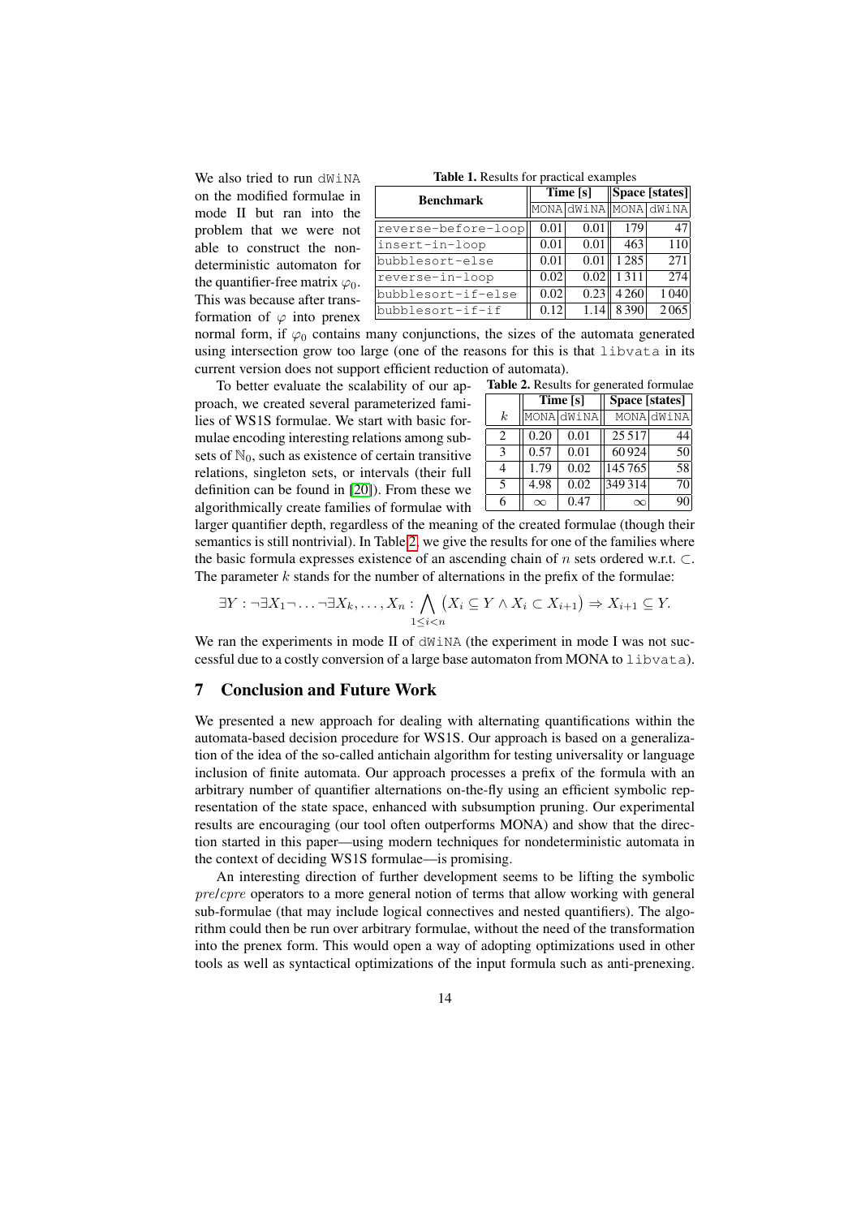We also tried to run `dWiNA` on the modified formulae in mode II but ran into the problem that we were not able to construct the nondeterministic automaton for the quantifier-free matrix $\varphi_0$. This was because after transformation of $\varphi$ into prenex normal form, if $\varphi_0$ contains many conjunctions, the sizes of the automata generated using intersection grow too large (one of the reasons for this is that `libvata` in its current version does not support efficient reduction of automata).

**Table 1.** Results for practical examples

| Benchmark | Time [s] | | Space [states] | |
|---|---|---|---|---|
| | `MONA` | `dWiNA` | `MONA` | `dWiNA` |
| `reverse-before-loop` | 0.01 | 0.01 | 179 | 47 |
| `insert-in-loop` | 0.01 | 0.01 | 463 | 110 |
| `bubblesort-else` | 0.01 | 0.01 | 1 285 | 271 |
| `reverse-in-loop` | 0.02 | 0.02 | 1 311 | 274 |
| `bubblesort-if-else` | 0.02 | 0.23 | 4 260 | 1 040 |
| `bubblesort-if-if` | 0.12 | 1.14 | 8 390 | 2 065 |

To better evaluate the scalability of our approach, we created several parameterized families of WS1S formulae. We start with basic formulae encoding interesting relations among subsets of $\mathbb{N}_0$, such as existence of certain transitive relations, singleton sets, or intervals (their full definition can be found in [20]). From these we algorithmically create families of formulae with larger quantifier depth, regardless of the meaning of the created formulae (though their semantics is still nontrivial). In Table 2, we give the results for one of the families where the basic formula expresses existence of an ascending chain of $n$ sets ordered w.r.t. $\subset$. The parameter $k$ stands for the number of alternations in the prefix of the formulae:

**Table 2.** Results for generated formulae

| $k$ | Time [s] | | Space [states] | |
|---|---|---|---|---|
| | `MONA` | `dWiNA` | `MONA` | `dWiNA` |
| 2 | 0.20 | 0.01 | 25 517 | 44 |
| 3 | 0.57 | 0.01 | 60 924 | 50 |
| 4 | 1.79 | 0.02 | 145 765 | 58 |
| 5 | 4.98 | 0.02 | 349 314 | 70 |
| 6 | $\infty$ | 0.47 | $\infty$ | 90 |

$$\exists Y : \neg\exists X_1 \neg \ldots \neg\exists X_k, \ldots, X_n : \bigwedge_{1 \leq i < n} \big(X_i \subseteq Y \land X_i \subset X_{i+1}\big) \Rightarrow X_{i+1} \subseteq Y.$$

We ran the experiments in mode II of `dWiNA` (the experiment in mode I was not successful due to a costly conversion of a large base automaton from MONA to `libvata`).

## 7 Conclusion and Future Work

We presented a new approach for dealing with alternating quantifications within the automata-based decision procedure for WS1S. Our approach is based on a generalization of the idea of the so-called antichain algorithm for testing universality or language inclusion of finite automata. Our approach processes a prefix of the formula with an arbitrary number of quantifier alternations on-the-fly using an efficient symbolic representation of the state space, enhanced with subsumption pruning. Our experimental results are encouraging (our tool often outperforms MONA) and show that the direction started in this paper—using modern techniques for nondeterministic automata in the context of deciding WS1S formulae—is promising.

An interesting direction of further development seems to be lifting the symbolic *pre*/*cpre* operators to a more general notion of terms that allow working with general sub-formulae (that may include logical connectives and nested quantifiers). The algorithm could then be run over arbitrary formulae, without the need of the transformation into the prenex form. This would open a way of adopting optimizations used in other tools as well as syntactical optimizations of the input formula such as anti-prenexing.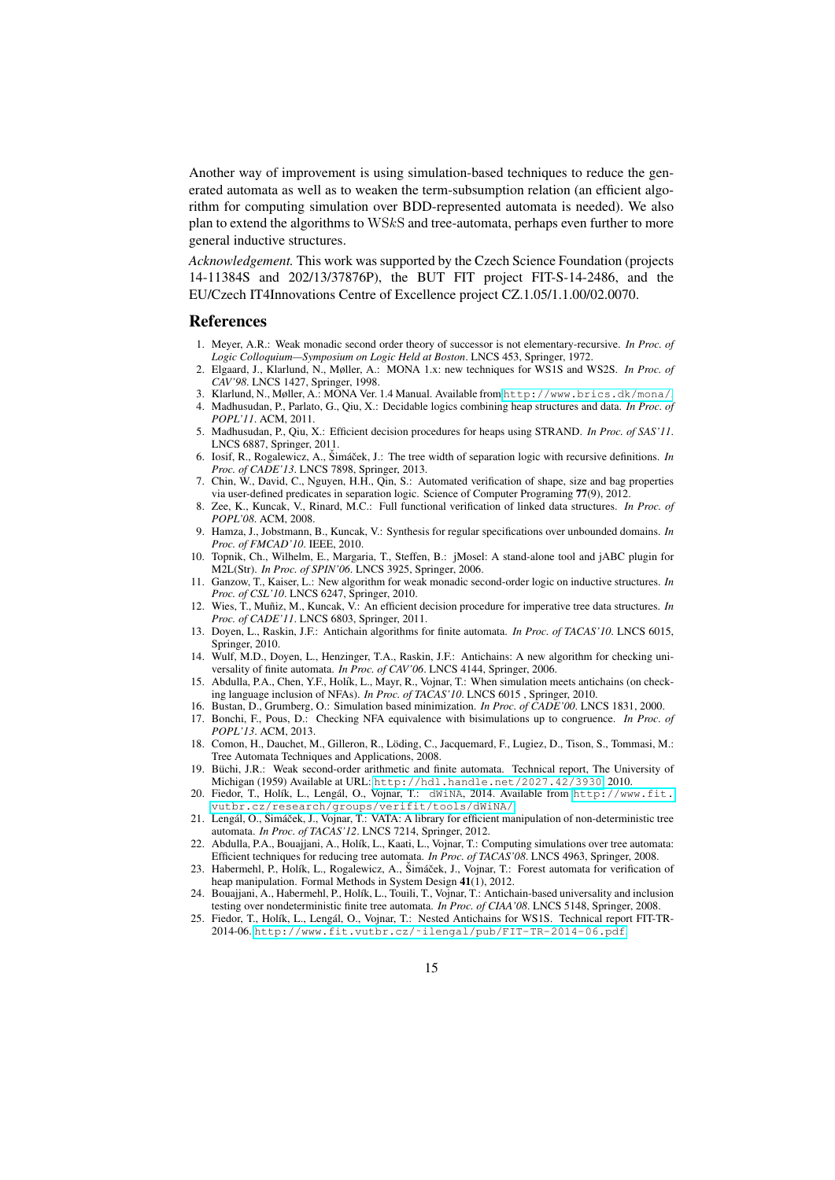Another way of improvement is using simulation-based techniques to reduce the generated automata as well as to weaken the term-subsumption relation (an efficient algorithm for computing simulation over BDD-represented automata is needed). We also plan to extend the algorithms to WS$k$S and tree-automata, perhaps even further to more general inductive structures.

*Acknowledgement.* This work was supported by the Czech Science Foundation (projects 14-11384S and 202/13/37876P), the BUT FIT project FIT-S-14-2486, and the EU/Czech IT4Innovations Centre of Excellence project CZ.1.05/1.1.00/02.0070.

## References

1. Meyer, A.R.: Weak monadic second order theory of successor is not elementary-recursive. *In Proc. of Logic Colloquium—Symposium on Logic Held at Boston*. LNCS 453, Springer, 1972.
2. Elgaard, J., Klarlund, N., Møller, A.: MONA 1.x: new techniques for WS1S and WS2S. *In Proc. of CAV'98*. LNCS 1427, Springer, 1998.
3. Klarlund, N., Møller, A.: MONA Ver. 1.4 Manual. Available from `http://www.brics.dk/mona/`.
4. Madhusudan, P., Parlato, G., Qiu, X.: Decidable logics combining heap structures and data. *In Proc. of POPL'11*. ACM, 2011.
5. Madhusudan, P., Qiu, X.: Efficient decision procedures for heaps using STRAND. *In Proc. of SAS'11*. LNCS 6887, Springer, 2011.
6. Iosif, R., Rogalewicz, A., Šimáček, J.: The tree width of separation logic with recursive definitions. *In Proc. of CADE'13*. LNCS 7898, Springer, 2013.
7. Chin, W., David, C., Nguyen, H.H., Qin, S.: Automated verification of shape, size and bag properties via user-defined predicates in separation logic. Science of Computer Programing **77**(9), 2012.
8. Zee, K., Kuncak, V., Rinard, M.C.: Full functional verification of linked data structures. *In Proc. of POPL'08*. ACM, 2008.
9. Hamza, J., Jobstmann, B., Kuncak, V.: Synthesis for regular specifications over unbounded domains. *In Proc. of FMCAD'10*. IEEE, 2010.
10. Topnik, Ch., Wilhelm, E., Margaria, T., Steffen, B.: jMosel: A stand-alone tool and jABC plugin for M2L(Str). *In Proc. of SPIN'06*. LNCS 3925, Springer, 2006.
11. Ganzow, T., Kaiser, L.: New algorithm for weak monadic second-order logic on inductive structures. *In Proc. of CSL'10*. LNCS 6247, Springer, 2010.
12. Wies, T., Muñiz, M., Kuncak, V.: An efficient decision procedure for imperative tree data structures. *In Proc. of CADE'11*. LNCS 6803, Springer, 2011.
13. Doyen, L., Raskin, J.F.: Antichain algorithms for finite automata. *In Proc. of TACAS'10*. LNCS 6015, Springer, 2010.
14. Wulf, M.D., Doyen, L., Henzinger, T.A., Raskin, J.F.: Antichains: A new algorithm for checking universality of finite automata. *In Proc. of CAV'06*. LNCS 4144, Springer, 2006.
15. Abdulla, P.A., Chen, Y.F., Holík, L., Mayr, R., Vojnar, T.: When simulation meets antichains (on checking language inclusion of NFAs). *In Proc. of TACAS'10*. LNCS 6015 , Springer, 2010.
16. Bustan, D., Grumberg, O.: Simulation based minimization. *In Proc. of CADE'00*. LNCS 1831, 2000.
17. Bonchi, F., Pous, D.: Checking NFA equivalence with bisimulations up to congruence. *In Proc. of POPL'13*. ACM, 2013.
18. Comon, H., Dauchet, M., Gilleron, R., Löding, C., Jacquemard, F., Lugiez, D., Tison, S., Tommasi, M.: Tree Automata Techniques and Applications, 2008.
19. Büchi, J.R.: Weak second-order arithmetic and finite automata. Technical report, The University of Michigan (1959) Available at URL: `http://hdl.handle.net/2027.42/3930`, 2010.
20. Fiedor, T., Holík, L., Lengál, O., Vojnar, T.: `dWiNA`, 2014. Available from `http://www.fit.vutbr.cz/research/groups/verifit/tools/dWiNA/`.
21. Lengál, O., Simáček, J., Vojnar, T.: VATA: A library for efficient manipulation of non-deterministic tree automata. *In Proc. of TACAS'12*. LNCS 7214, Springer, 2012.
22. Abdulla, P.A., Bouajjani, A., Holík, L., Kaati, L., Vojnar, T.: Computing simulations over tree automata: Efficient techniques for reducing tree automata. *In Proc. of TACAS'08*. LNCS 4963, Springer, 2008.
23. Habermehl, P., Holík, L., Rogalewicz, A., Šimáček, J., Vojnar, T.: Forest automata for verification of heap manipulation. Formal Methods in System Design **41**(1), 2012.
24. Bouajjani, A., Habermehl, P., Holík, L., Touili, T., Vojnar, T.: Antichain-based universality and inclusion testing over nondeterministic finite tree automata. *In Proc. of CIAA'08*. LNCS 5148, Springer, 2008.
25. Fiedor, T., Holík, L., Lengál, O., Vojnar, T.: Nested Antichains for WS1S. Technical report FIT-TR-2014-06. `http://www.fit.vutbr.cz/~ilengal/pub/FIT-TR-2014-06.pdf`.